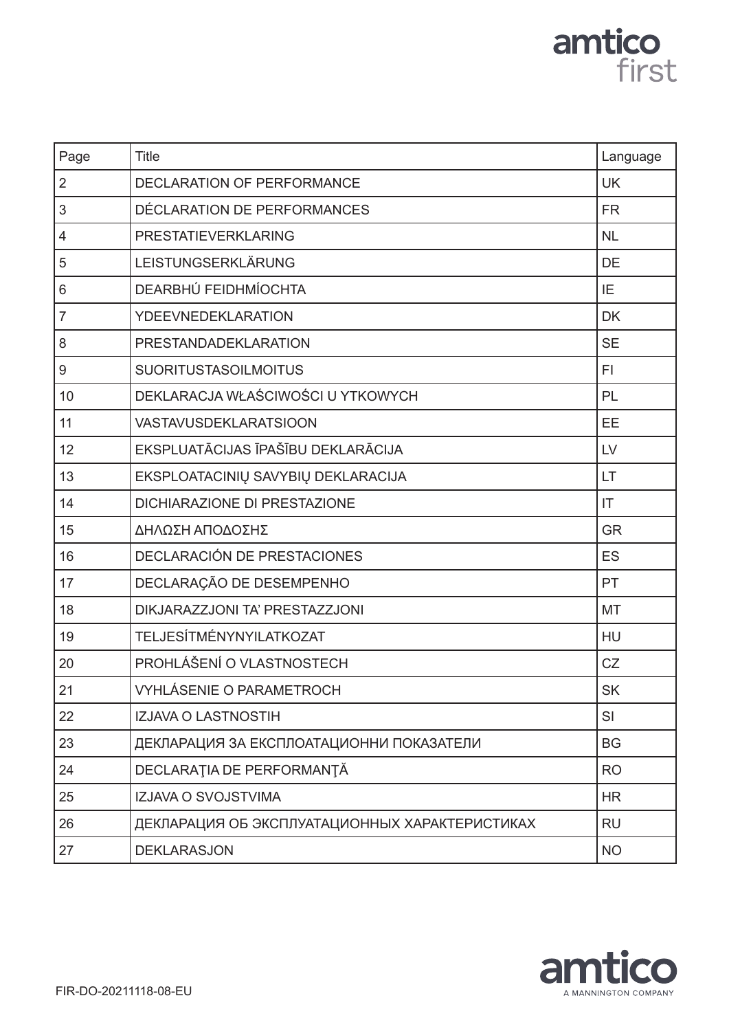amtico first

| Page | Title | Language |
|---|---|---|
| 2 | DECLARATION OF PERFORMANCE | UK |
| 3 | DÉCLARATION DE PERFORMANCES | FR |
| 4 | PRESTATIEVERKLARING | NL |
| 5 | LEISTUNGSERKLÄRUNG | DE |
| 6 | DEARBHÚ FEIDHMÍOCHTA | IE |
| 7 | YDEEVNEDEKLARATION | DK |
| 8 | PRESTANDADEKLARATION | SE |
| 9 | SUORITUSTASOILMOITUS | FI |
| 10 | DEKLARACJA WŁAŚCIWOŚCI U YTKOWYCH | PL |
| 11 | VASTAVUSDEKLARATSIOON | EE |
| 12 | EKSPLUATĀCIJAS ĪPAŠĪBU DEKLARĀCIJA | LV |
| 13 | EKSPLOATACINIŲ SAVYBIŲ DEKLARACIJA | LT |
| 14 | DICHIARAZIONE DI PRESTAZIONE | IT |
| 15 | ΔΗΛΩΣΗ ΑΠΟΔΟΣΗΣ | GR |
| 16 | DECLARACIÓN DE PRESTACIONES | ES |
| 17 | DECLARAÇÃO DE DESEMPENHO | PT |
| 18 | DIKJARAZZJONI TA' PRESTAZZJONI | MT |
| 19 | TELJESÍTMÉNYNYILATKOZAT | HU |
| 20 | PROHLÁŠENÍ O VLASTNOSTECH | CZ |
| 21 | VYHLÁSENIE O PARAMETROCH | SK |
| 22 | IZJAVA O LASTNOSTIH | SI |
| 23 | ДЕКЛАРАЦИЯ ЗА ЕКСПЛОАТАЦИОННИ ПОКАЗАТЕЛИ | BG |
| 24 | DECLARAŢIA DE PERFORMANŢĂ | RO |
| 25 | IZJAVA O SVOJSTVIMA | HR |
| 26 | ДЕКЛАРАЦИЯ ОБ ЭКСПЛУАТАЦИОННЫХ ХАРАКТЕРИСТИКАХ | RU |
| 27 | DEKLARASJON | NO |

FIR-DO-20211118-08-EU

amtico
A MANNINGTON COMPANY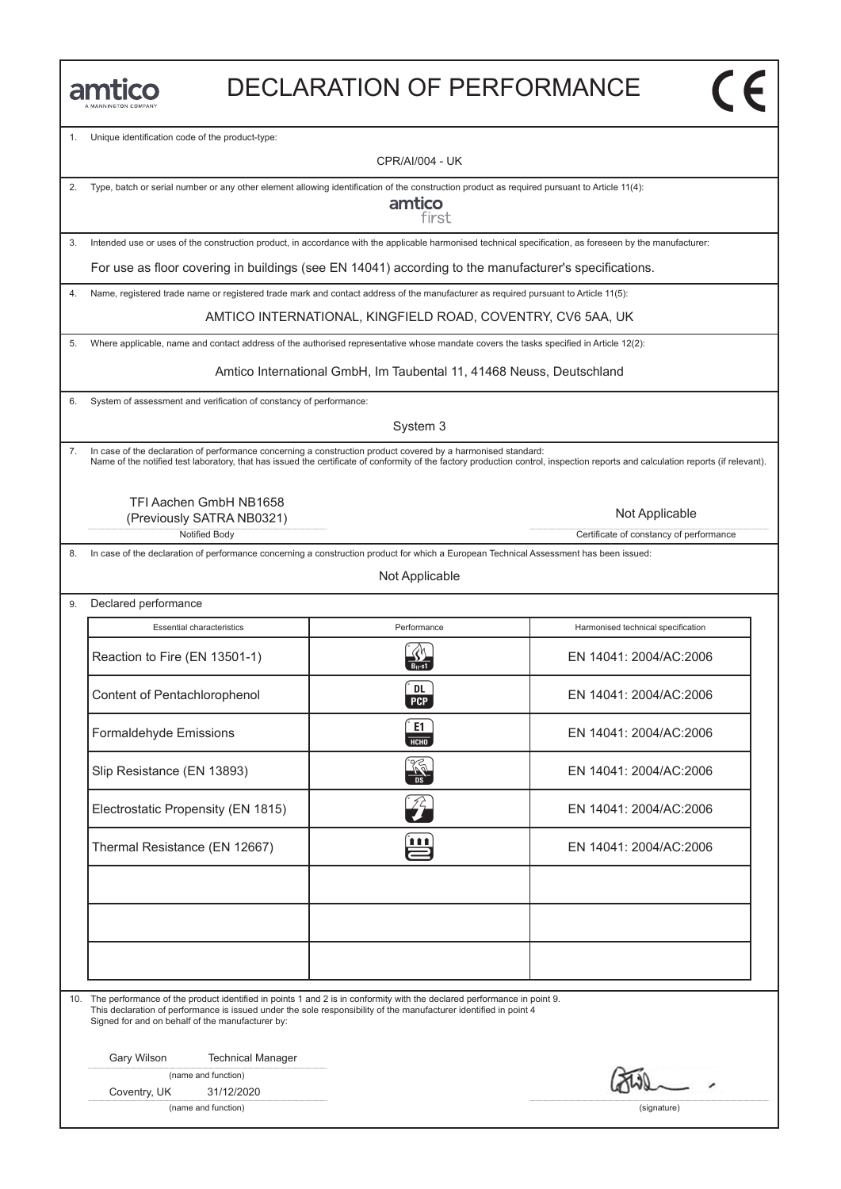# DECLARATION OF PERFORMANCE

amtico
A MANNINGTON COMPANY

CE

1. Unique identification code of the product-type:

CPR/AI/004 - UK

2. Type, batch or serial number or any other element allowing identification of the construction product as required pursuant to Article 11(4):

amtico first

3. Intended use or uses of the construction product, in accordance with the applicable harmonised technical specification, as foreseen by the manufacturer:

For use as floor covering in buildings (see EN 14041) according to the manufacturer's specifications.

4. Name, registered trade name or registered trade mark and contact address of the manufacturer as required pursuant to Article 11(5):

AMTICO INTERNATIONAL, KINGFIELD ROAD, COVENTRY, CV6 5AA, UK

5. Where applicable, name and contact address of the authorised representative whose mandate covers the tasks specified in Article 12(2):

Amtico International GmbH, Im Taubental 11, 41468 Neuss, Deutschland

6. System of assessment and verification of constancy of performance:

System 3

7. In case of the declaration of performance concerning a construction product covered by a harmonised standard:
Name of the notified test laboratory, that has issued the certificate of conformity of the factory production control, inspection reports and calculation reports (if relevant).

| TFI Aachen GmbH NB1658 (Previously SATRA NB0321) | Not Applicable |
|---|---|
| Notified Body | Certificate of constancy of performance |

8. In case of the declaration of performance concerning a construction product for which a European Technical Assessment has been issued:

Not Applicable

9. Declared performance

| Essential characteristics | Performance | Harmonised technical specification |
|---|---|---|
| Reaction to Fire (EN 13501-1) | $B_{fl}$-s1 | EN 14041: 2004/AC:2006 |
| Content of Pentachlorophenol | DL PCP | EN 14041: 2004/AC:2006 |
| Formaldehyde Emissions | E1 HCHO | EN 14041: 2004/AC:2006 |
| Slip Resistance (EN 13893) | DS | EN 14041: 2004/AC:2006 |
| Electrostatic Propensity (EN 1815) | | EN 14041: 2004/AC:2006 |
| Thermal Resistance (EN 12667) | | EN 14041: 2004/AC:2006 |
| | | |
| | | |
| | | |

10. The performance of the product identified in points 1 and 2 is in conformity with the declared performance in point 9.
This declaration of performance is issued under the sole responsibility of the manufacturer identified in point 4
Signed for and on behalf of the manufacturer by:

Gary Wilson Technical Manager
(name and function)

Coventry, UK 31/12/2020
(name and function)

(signature)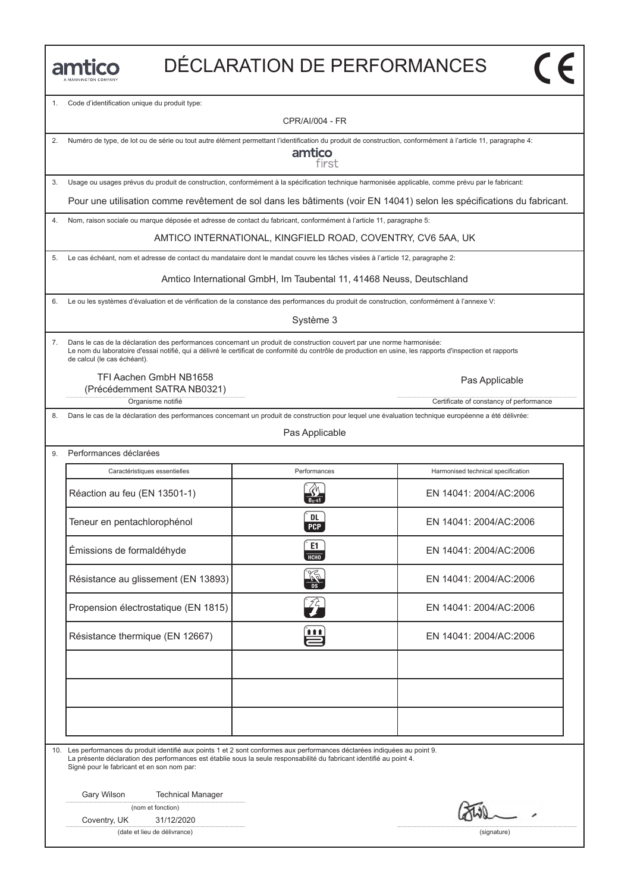amtico
A MANNINGTON COMPANY

# DÉCLARATION DE PERFORMANCES

CE

1. Code d'identification unique du produit type:

CPR/AI/004 - FR

2. Numéro de type, de lot ou de série ou tout autre élément permettant l'identification du produit de construction, conformément à l'article 11, paragraphe 4:

amtico first

3. Usage ou usages prévus du produit de construction, conformément à la spécification technique harmonisée applicable, comme prévu par le fabricant:

Pour une utilisation comme revêtement de sol dans les bâtiments (voir EN 14041) selon les spécifications du fabricant.

4. Nom, raison sociale ou marque déposée et adresse de contact du fabricant, conformément à l'article 11, paragraphe 5:

AMTICO INTERNATIONAL, KINGFIELD ROAD, COVENTRY, CV6 5AA, UK

5. Le cas échéant, nom et adresse de contact du mandataire dont le mandat couvre les tâches visées à l'article 12, paragraphe 2:

Amtico International GmbH, Im Taubental 11, 41468 Neuss, Deutschland

6. Le ou les systèmes d'évaluation et de vérification de la constance des performances du produit de construction, conformément à l'annexe V:

Système 3

7. Dans le cas de la déclaration des performances concernant un produit de construction couvert par une norme harmonisée:
Le nom du laboratoire d'essai notifié, qui a délivré le certificat de conformité du contrôle de production en usine, les rapports d'inspection et rapports de calcul (le cas échéant).

TFI Aachen GmbH NB1658
(Précédemment SATRA NB0321)
Organisme notifié

Pas Applicable
Certificate of constancy of performance

8. Dans le cas de la déclaration des performances concernant un produit de construction pour lequel une évaluation technique européenne a été délivrée:

Pas Applicable

9. Performances déclarées

| Caractéristiques essentielles | Performances | Harmonised technical specification |
|---|---|---|
| Réaction au feu (EN 13501-1) | $B_{fl}$-s1 | EN 14041: 2004/AC:2006 |
| Teneur en pentachlorophénol | DL PCP | EN 14041: 2004/AC:2006 |
| Émissions de formaldéhyde | E1 HCHO | EN 14041: 2004/AC:2006 |
| Résistance au glissement (EN 13893) | DS | EN 14041: 2004/AC:2006 |
| Propension électrostatique (EN 1815) | | EN 14041: 2004/AC:2006 |
| Résistance thermique (EN 12667) | | EN 14041: 2004/AC:2006 |
| | | |
| | | |
| | | |

10. Les performances du produit identifié aux points 1 et 2 sont conformes aux performances déclarées indiquées au point 9.
La présente déclaration des performances est établie sous la seule responsabilité du fabricant identifié au point 4.
Signé pour le fabricant et en son nom par:

Gary Wilson Technical Manager
(nom et fonction)

Coventry, UK 31/12/2020
(date et lieu de délivrance)

(signature)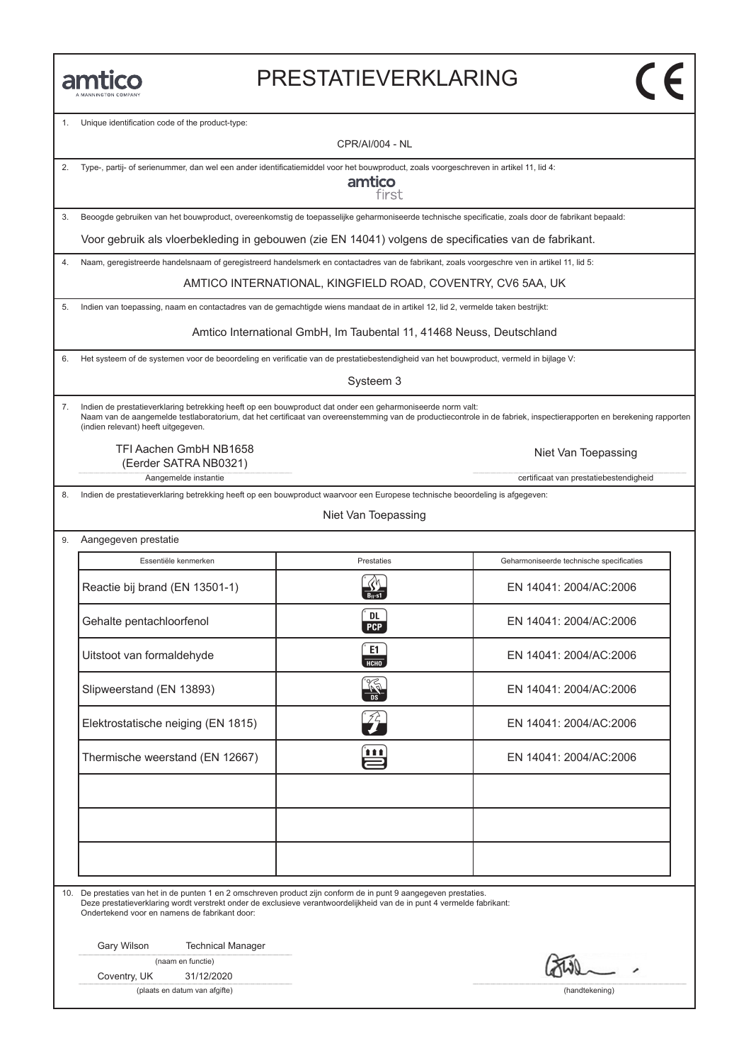amtico
A MANNINGTON COMPANY

# PRESTATIEVERKLARING

CE

1. Unique identification code of the product-type:

CPR/AI/004 - NL

2. Type-, partij- of serienummer, dan wel een ander identificatiemiddel voor het bouwproduct, zoals voorgeschreven in artikel 11, lid 4:

amtico first

3. Beoogde gebruiken van het bouwproduct, overeenkomstig de toepasselijke geharmoniseerde technische specificatie, zoals door de fabrikant bepaald:

Voor gebruik als vloerbekleding in gebouwen (zie EN 14041) volgens de specificaties van de fabrikant.

4. Naam, geregistreerde handelsnaam of geregistreerd handelsmerk en contactadres van de fabrikant, zoals voorgeschre ven in artikel 11, lid 5:

AMTICO INTERNATIONAL, KINGFIELD ROAD, COVENTRY, CV6 5AA, UK

5. Indien van toepassing, naam en contactadres van de gemachtigde wiens mandaat de in artikel 12, lid 2, vermelde taken bestrijkt:

Amtico International GmbH, Im Taubental 11, 41468 Neuss, Deutschland

6. Het systeem of de systemen voor de beoordeling en verificatie van de prestatiebestendigheid van het bouwproduct, vermeld in bijlage V:

Systeem 3

7. Indien de prestatieverklaring betrekking heeft op een bouwproduct dat onder een geharmoniseerde norm valt:
Naam van de aangemelde testlaboratorium, dat het certificaat van overeenstemming van de productiecontrole in de fabriek, inspectierapporten en berekening rapporten (indien relevant) heeft uitgegeven.

| TFI Aachen GmbH NB1658 (Eerder SATRA NB0321) | Niet Van Toepassing |
|---|---|
| Aangemelde instantie | certificaat van prestatiebestendigheid |

8. Indien de prestatieverklaring betrekking heeft op een bouwproduct waarvoor een Europese technische beoordeling is afgegeven:

Niet Van Toepassing

9. Aangegeven prestatie

| Essentiële kenmerken | Prestaties | Geharmoniseerde technische specificaties |
|---|---|---|
| Reactie bij brand (EN 13501-1) | $B_{fl}$-s1 | EN 14041: 2004/AC:2006 |
| Gehalte pentachloorfenol | DL PCP | EN 14041: 2004/AC:2006 |
| Uitstoot van formaldehyde | E1 HCHO | EN 14041: 2004/AC:2006 |
| Slipweerstand (EN 13893) | DS | EN 14041: 2004/AC:2006 |
| Elektrostatische neiging (EN 1815) | | EN 14041: 2004/AC:2006 |
| Thermische weerstand (EN 12667) | | EN 14041: 2004/AC:2006 |
| | | |
| | | |
| | | |

10. De prestaties van het in de punten 1 en 2 omschreven product zijn conform de in punt 9 aangegeven prestaties.
Deze prestatieverklaring wordt verstrekt onder de exclusieve verantwoordelijkheid van de in punt 4 vermelde fabrikant:
Ondertekend voor en namens de fabrikant door:

Gary Wilson Technical Manager
(naam en functie)

Coventry, UK 31/12/2020
(plaats en datum van afgifte)

(handtekening)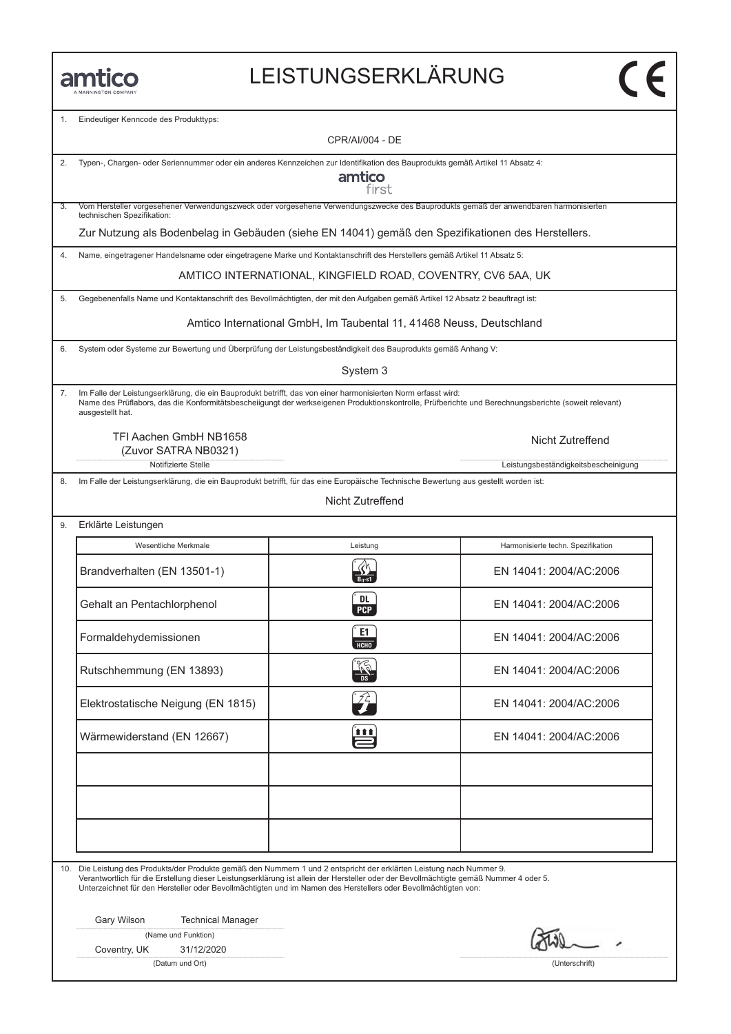amtico
A MANNINGTON COMPANY

# LEISTUNGSERKLÄRUNG

CE

1. Eindeutiger Kenncode des Produkttyps:

CPR/AI/004 - DE

2. Typen-, Chargen- oder Seriennummer oder ein anderes Kennzeichen zur Identifikation des Bauprodukts gemäß Artikel 11 Absatz 4:

amtico first

3. Vom Hersteller vorgesehener Verwendungszweck oder vorgesehene Verwendungszwecke des Bauprodukts gemäß der anwendbaren harmonisierten technischen Spezifikation:

Zur Nutzung als Bodenbelag in Gebäuden (siehe EN 14041) gemäß den Spezifikationen des Herstellers.

4. Name, eingetragener Handelsname oder eingetragene Marke und Kontaktanschrift des Herstellers gemäß Artikel 11 Absatz 5:

AMTICO INTERNATIONAL, KINGFIELD ROAD, COVENTRY, CV6 5AA, UK

5. Gegebenenfalls Name und Kontaktanschrift des Bevollmächtigten, der mit den Aufgaben gemäß Artikel 12 Absatz 2 beauftragt ist:

Amtico International GmbH, Im Taubental 11, 41468 Neuss, Deutschland

6. System oder Systeme zur Bewertung und Überprüfung der Leistungsbeständigkeit des Bauprodukts gemäß Anhang V:

System 3

7. Im Falle der Leistungserklärung, die ein Bauprodukt betrifft, das von einer harmonisierten Norm erfasst wird:
Name des Prüflabors, das die Konformitätsbescheiigungt der werkseigenen Produktionskontrolle, Prüfberichte und Berechnungsberichte (soweit relevant) ausgestellt hat.

TFI Aachen GmbH NB1658
(Zuvor SATRA NB0321)
Notifizierte Stelle

Nicht Zutreffend
Leistungsbeständigkeitsbescheinigung

8. Im Falle der Leistungserklärung, die ein Bauprodukt betrifft, für das eine Europäische Technische Bewertung aus gestellt worden ist:

Nicht Zutreffend

9. Erklärte Leistungen

| Wesentliche Merkmale | Leistung | Harmonisierte techn. Spezifikation |
|---|---|---|
| Brandverhalten (EN 13501-1) | $B_{fl}$-s1 | EN 14041: 2004/AC:2006 |
| Gehalt an Pentachlorphenol | DL PCP | EN 14041: 2004/AC:2006 |
| Formaldehydemissionen | E1 HCHO | EN 14041: 2004/AC:2006 |
| Rutschhemmung (EN 13893) | DS | EN 14041: 2004/AC:2006 |
| Elektrostatische Neigung (EN 1815) | | EN 14041: 2004/AC:2006 |
| Wärmewiderstand (EN 12667) | | EN 14041: 2004/AC:2006 |
| | | |
| | | |
| | | |

10. Die Leistung des Produkts/der Produkte gemäß den Nummern 1 und 2 entspricht der erklärten Leistung nach Nummer 9.
Verantwortlich für die Erstellung dieser Leistungserklärung ist allein der Hersteller oder der Bevollmächtigte gemäß Nummer 4 oder 5.
Unterzeichnet für den Hersteller oder Bevollmächtigten und im Namen des Herstellers oder Bevollmächtigten von:

Gary Wilson Technical Manager
(Name und Funktion)

Coventry, UK 31/12/2020
(Datum und Ort)

(Unterschrift)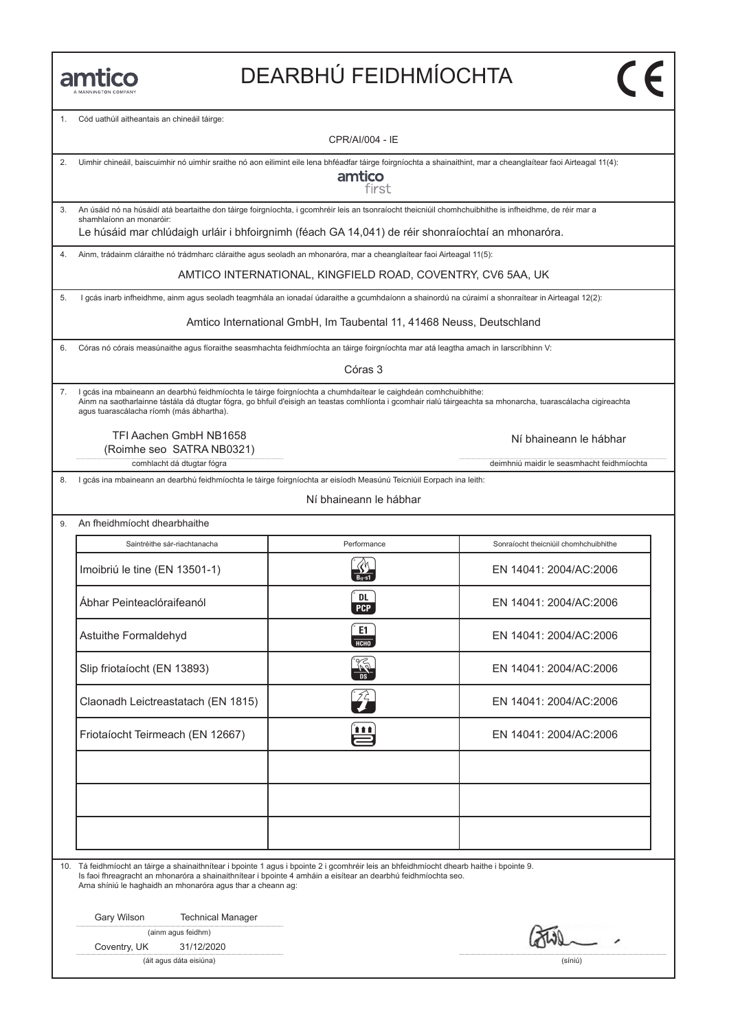amtico
A MANNINGTON COMPANY

# DEARBHÚ FEIDHMÍOCHTA

CE

1. Cód uathúil aitheantais an chineáil táirge:

CPR/AI/004 - IE

2. Uimhir chineáil, baiscuimhir nó uimhir sraithe nó aon eilimint eile lena bhféadfar táirge foirgníochta a shainaithint, mar a cheanglaítear faoi Airteagal 11(4):

amtico first

3. An úsáid nó na húsáidí atá beartaithe don táirge foirgníochta, i gcomhréir leis an tsonraíocht theicniúil chomhchuibhithe is infheidhme, de réir mar a shamhlaíonn an monaróir:

Le húsáid mar chlúdaigh urláir i bhfoirgnimh (féach GA 14,041) de réir shonraíochtaí an mhonaróra.

4. Ainm, trádainm cláraithe nó trádmharc cláraithe agus seoladh an mhonaróra, mar a cheanglaítear faoi Airteagal 11(5):

AMTICO INTERNATIONAL, KINGFIELD ROAD, COVENTRY, CV6 5AA, UK

5. I gcás inarb infheidhme, ainm agus seoladh teagmhála an ionadaí údaraithe a gcumhdaíonn a shainordú na cúraimí a shonraítear in Airteagal 12(2):

Amtico International GmbH, Im Taubental 11, 41468 Neuss, Deutschland

6. Córas nó córais measúnaithe agus fíoraithe seasmhachta feidhmíochta an táirge foirgníochta mar atá leagtha amach in Iarscríbhinn V:

Córas 3

7. I gcás ina mbaineann an dearbhú feidhmíochta le táirge foirgníochta a chumhdaítear le caighdeán comhchuibhithe:
Ainm na saotharlainne tástála dá dtugtar fógra, go bhfuil d'eisigh an teastas comhlíonta i gcomhair rialú táirgeachta sa mhonarcha, tuarascálacha cigireachta agus tuarascálacha ríomh (más ábhartha).

TFI Aachen GmbH NB1658
(Roimhe seo SATRA NB0321)
comhlacht dá dtugtar fógra

Ní bhaineann le hábhar
deimhniú maidir le seasmhacht feidhmíochta

8. I gcás ina mbaineann an dearbhú feidhmíochta le táirge foirgníochta ar eisíodh Measúnú Teicniúil Eorpach ina leith:

Ní bhaineann le hábhar

9. An fheidhmíocht dhearbhaithe

| Saintréithe sár-riachtanacha | Performance | Sonraíocht theicniúil chomhchuibhithe |
|---|---|---|
| Imoibriú le tine (EN 13501-1) | $B_{fl}$-s1 | EN 14041: 2004/AC:2006 |
| Ábhar Peinteaclóraifeanól | DL PCP | EN 14041: 2004/AC:2006 |
| Astuithe Formaldehyd | E1 HCHO | EN 14041: 2004/AC:2006 |
| Slip friotaíocht (EN 13893) | DS | EN 14041: 2004/AC:2006 |
| Claonadh Leictreastatach (EN 1815) | | EN 14041: 2004/AC:2006 |
| Friotaíocht Teirmeach (EN 12667) | | EN 14041: 2004/AC:2006 |
| | | |
| | | |
| | | |

10. Tá feidhmíocht an táirge a shainaithnítear i bpointe 1 agus i bpointe 2 i gcomhréir leis an bhfeidhmíocht dhearb haithe i bpointe 9.
Is faoi fhreagracht an mhonaróra a shainaithnítear i bpointe 4 amháin a eisítear an dearbhú feidhmíochta seo.
Arna shíniú le haghaidh an mhonaróra agus thar a cheann ag:

Gary Wilson Technical Manager
(ainm agus feidhm)

Coventry, UK 31/12/2020
(áit agus dáta eisiúna)

(síniú)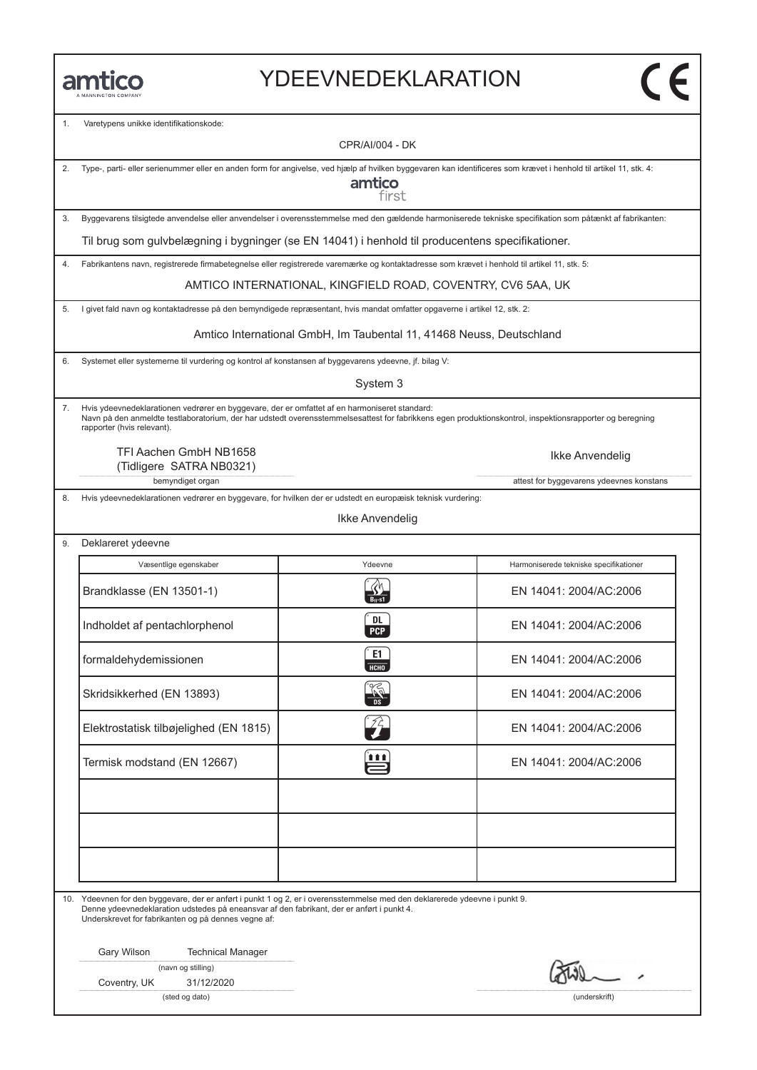amtico
A MANNINGTON COMPANY

# YDEEVNEDEKLARATION

CE

1. Varetypens unikke identifikationskode:

CPR/AI/004 - DK

2. Type-, parti- eller serienummer eller en anden form for angivelse, ved hjælp af hvilken byggevaren kan identificeres som krævet i henhold til artikel 11, stk. 4:

amtico first

3. Byggevarens tilsigtede anvendelse eller anvendelser i overensstemmelse med den gældende harmoniserede tekniske specifikation som påtænkt af fabrikanten:

Til brug som gulvbelægning i bygninger (se EN 14041) i henhold til producentens specifikationer.

4. Fabrikantens navn, registrerede firmabetegnelse eller registrerede varemærke og kontaktadresse som krævet i henhold til artikel 11, stk. 5:

AMTICO INTERNATIONAL, KINGFIELD ROAD, COVENTRY, CV6 5AA, UK

5. I givet fald navn og kontaktadresse på den bemyndigede repræsentant, hvis mandat omfatter opgaverne i artikel 12, stk. 2:

Amtico International GmbH, Im Taubental 11, 41468 Neuss, Deutschland

6. Systemet eller systemerne til vurdering og kontrol af konstansen af byggevarens ydeevne, jf. bilag V:

System 3

7. Hvis ydeevnedeklarationen vedrører en byggevare, der er omfattet af en harmoniseret standard:
Navn på den anmeldte testlaboratorium, der har udstedt overensstemmelsesattest for fabrikkens egen produktionskontrol, inspektionsrapporter og beregning rapporter (hvis relevant).

TFI Aachen GmbH NB1658
(Tidligere SATRA NB0321)
bemyndiget organ

Ikke Anvendelig
attest for byggevarens ydeevnes konstans

8. Hvis ydeevnedeklarationen vedrører en byggevare, for hvilken der er udstedt en europæisk teknisk vurdering:

Ikke Anvendelig

9. Deklareret ydeevne

| Væsentlige egenskaber | Ydeevne | Harmoniserede tekniske specifikationer |
|---|---|---|
| Brandklasse (EN 13501-1) | $B_{fl}$-s1 | EN 14041: 2004/AC:2006 |
| Indholdet af pentachlorphenol | DL PCP | EN 14041: 2004/AC:2006 |
| formaldehydemissionen | E1 HCHO | EN 14041: 2004/AC:2006 |
| Skridsikkerhed (EN 13893) | DS | EN 14041: 2004/AC:2006 |
| Elektrostatisk tilbøjelighed (EN 1815) | | EN 14041: 2004/AC:2006 |
| Termisk modstand (EN 12667) | | EN 14041: 2004/AC:2006 |
| | | |
| | | |
| | | |

10. Ydeevnen for den byggevare, der er anført i punkt 1 og 2, er i overensstemmelse med den deklarerede ydeevne i punkt 9.
Denne ydeevnedeklaration udstedes på eneansvar af den fabrikant, der er anført i punkt 4.
Underskrevet for fabrikanten og på dennes vegne af:

Gary Wilson Technical Manager
(navn og stilling)

Coventry, UK 31/12/2020
(sted og dato)

(underskrift)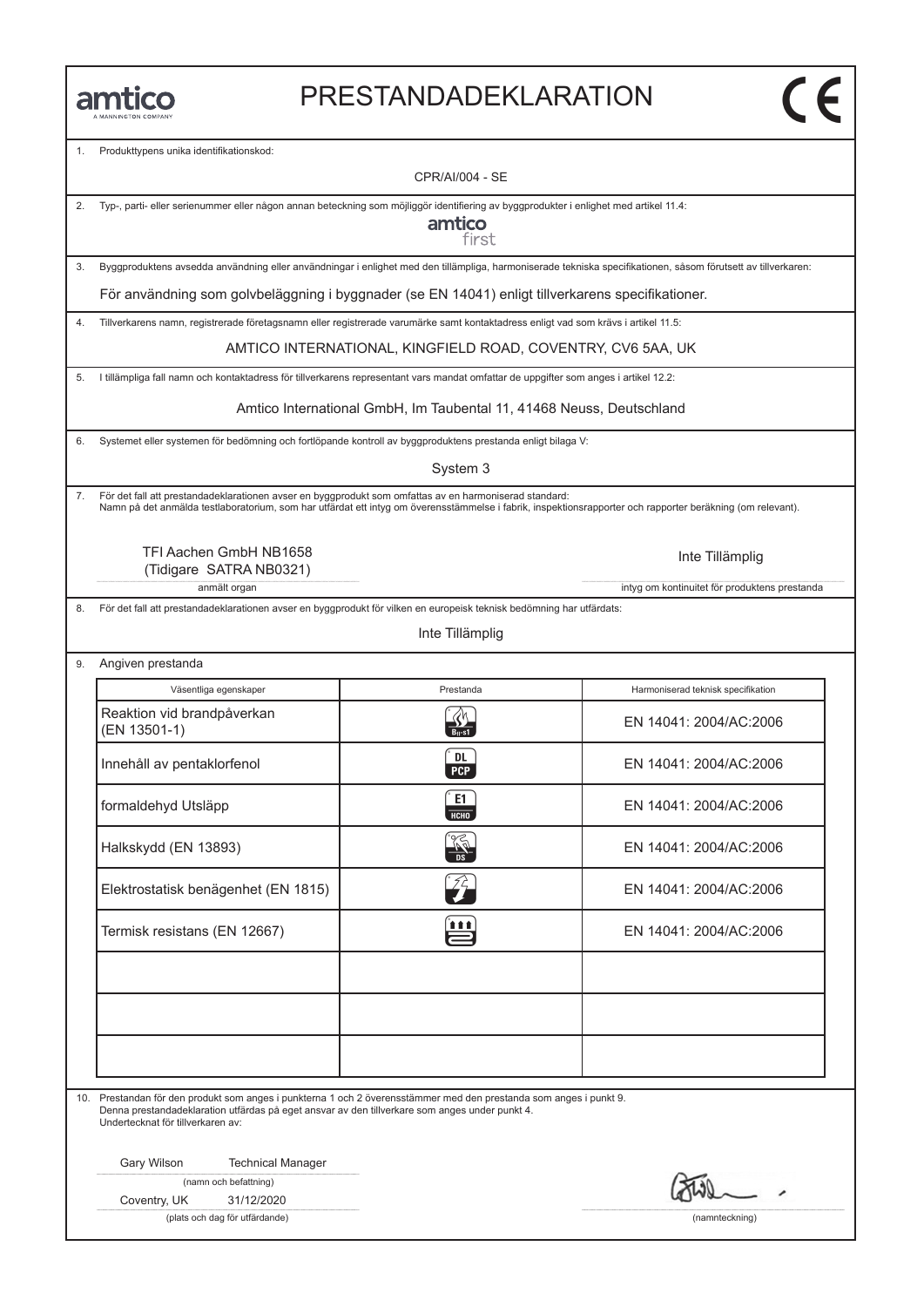amtico
A MANNINGTON COMPANY

# PRESTANDADEKLARATION

CE

1. Produkttypens unika identifikationskod:

CPR/AI/004 - SE

2. Typ-, parti- eller serienummer eller någon annan beteckning som möjliggör identifiering av byggprodukter i enlighet med artikel 11.4:

amtico first

3. Byggproduktens avsedda användning eller användningar i enlighet med den tillämpliga, harmoniserade tekniska specifikationen, såsom förutsett av tillverkaren:

För användning som golvbeläggning i byggnader (se EN 14041) enligt tillverkarens specifikationer.

4. Tillverkarens namn, registrerade företagsnamn eller registrerade varumärke samt kontaktadress enligt vad som krävs i artikel 11.5:

AMTICO INTERNATIONAL, KINGFIELD ROAD, COVENTRY, CV6 5AA, UK

5. I tillämpliga fall namn och kontaktadress för tillverkarens representant vars mandat omfattar de uppgifter som anges i artikel 12.2:

Amtico International GmbH, Im Taubental 11, 41468 Neuss, Deutschland

6. Systemet eller systemen för bedömning och fortlöpande kontroll av byggproduktens prestanda enligt bilaga V:

System 3

7. För det fall att prestandadeklarationen avser en byggprodukt som omfattas av en harmoniserad standard:
Namn på det anmälda testlaboratorium, som har utfärdat ett intyg om överensstämmelse i fabrik, inspektionsrapporter och rapporter beräkning (om relevant).

TFI Aachen GmbH NB1658
(Tidigare SATRA NB0321)
anmält organ

Inte Tillämplig
intyg om kontinuitet för produktens prestanda

8. För det fall att prestandadeklarationen avser en byggprodukt för vilken en europeisk teknisk bedömning har utfärdats:

Inte Tillämplig

9. Angiven prestanda

| Väsentliga egenskaper | Prestanda | Harmoniserad teknisk specifikation |
|---|---|---|
| Reaktion vid brandpåverkan (EN 13501-1) | $B_{fl}$-s1 | EN 14041: 2004/AC:2006 |
| Innehåll av pentaklorfenol | DL PCP | EN 14041: 2004/AC:2006 |
| formaldehyd Utsläpp | E1 HCHO | EN 14041: 2004/AC:2006 |
| Halkskydd (EN 13893) | DS | EN 14041: 2004/AC:2006 |
| Elektrostatisk benägenhet (EN 1815) | | EN 14041: 2004/AC:2006 |
| Termisk resistans (EN 12667) | | EN 14041: 2004/AC:2006 |
| | | |
| | | |
| | | |

10. Prestandan för den produkt som anges i punkterna 1 och 2 överensstämmer med den prestanda som anges i punkt 9.
Denna prestandadeklaration utfärdas på eget ansvar av den tillverkare som anges under punkt 4.
Undertecknat för tillverkaren av:

Gary Wilson Technical Manager
(namn och befattning)

Coventry, UK 31/12/2020
(plats och dag för utfärdande)

(namnteckning)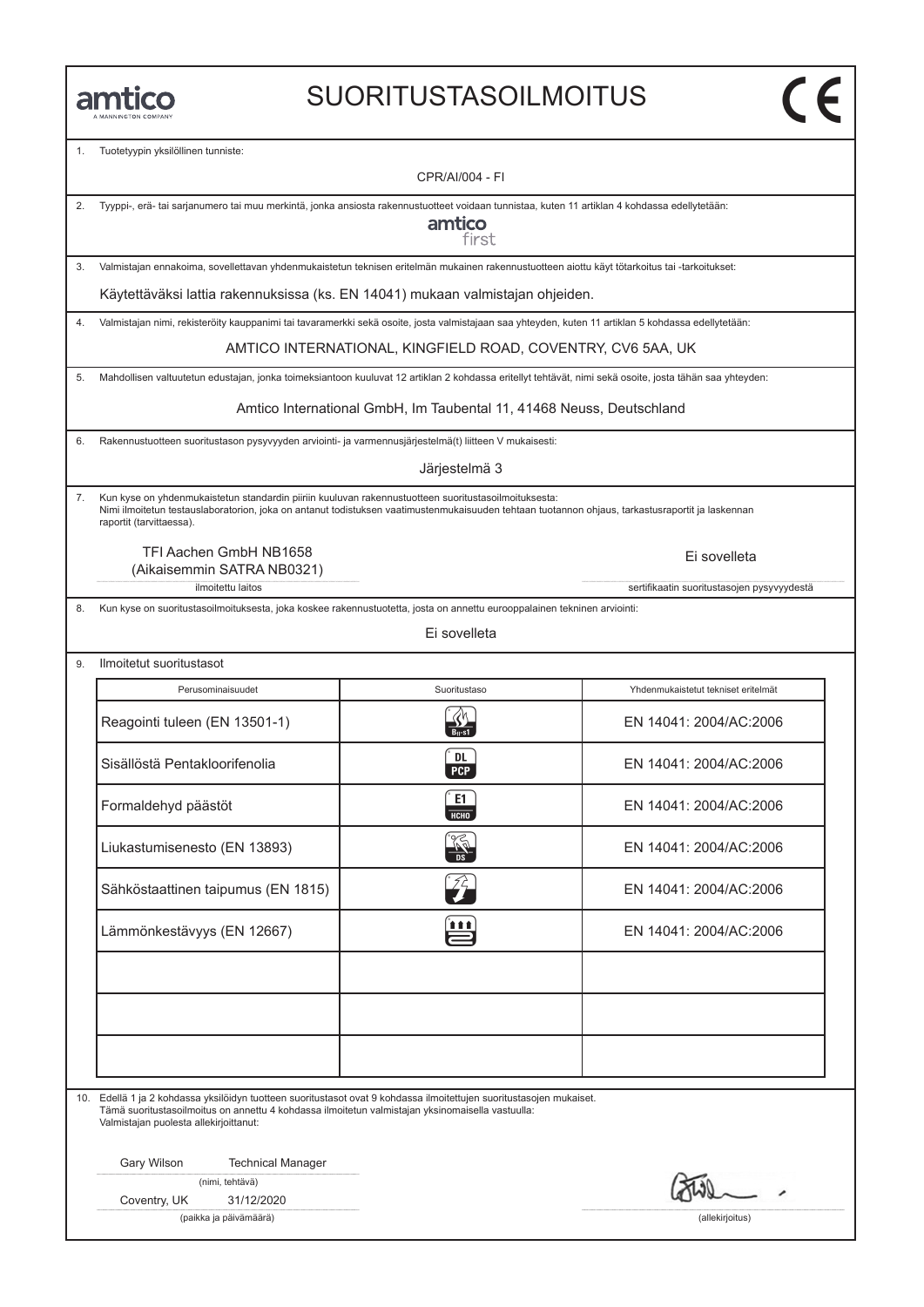amtico
A MANNINGTON COMPANY

# SUORITUSTASOILMOITUS

CE

1. Tuotetyypin yksilöllinen tunniste:

CPR/AI/004 - FI

2. Tyyppi-, erä- tai sarjanumero tai muu merkintä, jonka ansiosta rakennustuotteet voidaan tunnistaa, kuten 11 artiklan 4 kohdassa edellytetään:

amtico first

3. Valmistajan ennakoima, sovellettavan yhdenmukaistetun teknisen eritelmän mukainen rakennustuotteen aiottu käyttötarkoitus tai -tarkoitukset:

Käytettäväksi lattia rakennuksissa (ks. EN 14041) mukaan valmistajan ohjeiden.

4. Valmistajan nimi, rekisteröity kauppanimi tai tavaramerkki sekä osoite, josta valmistajaan saa yhteyden, kuten 11 artiklan 5 kohdassa edellytetään:

AMTICO INTERNATIONAL, KINGFIELD ROAD, COVENTRY, CV6 5AA, UK

5. Mahdollisen valtuutetun edustajan, jonka toimeksiantoon kuuluvat 12 artiklan 2 kohdassa eritellyt tehtävät, nimi sekä osoite, josta tähän saa yhteyden:

Amtico International GmbH, Im Taubental 11, 41468 Neuss, Deutschland

6. Rakennustuotteen suoritustason pysyvyyden arviointi- ja varmennusjärjestelmä(t) liitteen V mukaisesti:

Järjestelmä 3

7. Kun kyse on yhdenmukaistetun standardin piiriin kuuluvan rakennustuotteen suoritustasoilmoituksesta:
Nimi ilmoitetun testauslaboratorion, joka on antanut todistuksen vaatimustenmukaisuuden tehtaan tuotannon ohjaus, tarkastusraportit ja laskennan raportit (tarvittaessa).

TFI Aachen GmbH NB1658
(Aikaisemmin SATRA NB0321)
ilmoitettu laitos

Ei sovelleta
sertifikaatin suoritustasojen pysyvyydestä

8. Kun kyse on suoritustasoilmoituksesta, joka koskee rakennustuotetta, josta on annettu eurooppalainen tekninen arviointi:

Ei sovelleta

9. Ilmoitetut suoritustasot

| Perusominaisuudet | Suoritustaso | Yhdenmukaistetut tekniset eritelmät |
|---|---|---|
| Reagointi tuleen (EN 13501-1) | $B_{fl}$-s1 | EN 14041: 2004/AC:2006 |
| Sisällöstä Pentakloorifenolia | DL PCP | EN 14041: 2004/AC:2006 |
| Formaldehyd päästöt | E1 HCHO | EN 14041: 2004/AC:2006 |
| Liukastumisenesto (EN 13893) | DS | EN 14041: 2004/AC:2006 |
| Sähköstaattinen taipumus (EN 1815) | | EN 14041: 2004/AC:2006 |
| Lämmönkestävyys (EN 12667) | | EN 14041: 2004/AC:2006 |
| | | |
| | | |
| | | |

10. Edellä 1 ja 2 kohdassa yksilöidyn tuotteen suoritustasot ovat 9 kohdassa ilmoitettujen suoritustasojen mukaiset.
Tämä suoritustasoilmoitus on annettu 4 kohdassa ilmoitetun valmistajan yksinomaisella vastuulla:
Valmistajan puolesta allekirjoittanut:

Gary Wilson Technical Manager
(nimi, tehtävä)

Coventry, UK 31/12/2020
(paikka ja päivämäärä)

(allekirjoitus)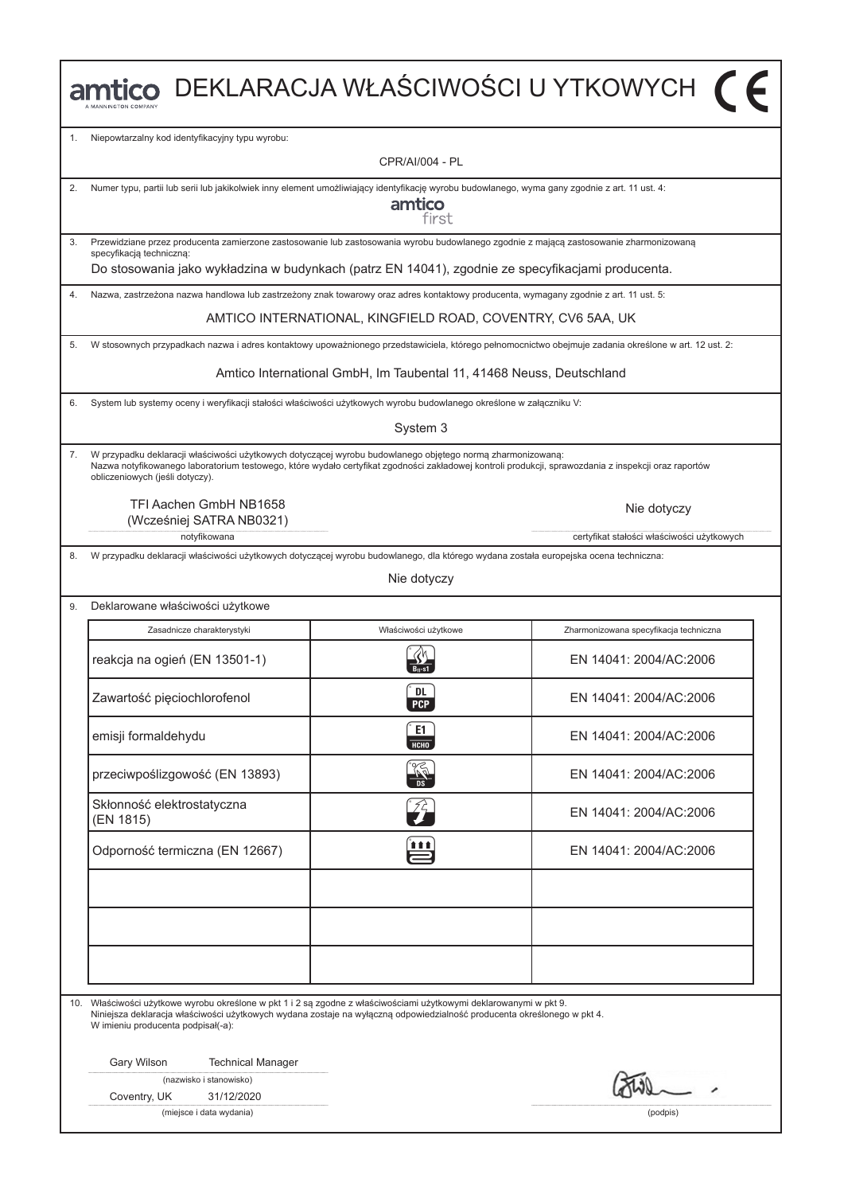# amtico DEKLARACJA WŁAŚCIWOŚCI U YTKOWYCH

1. Niepowtarzalny kod identyfikacyjny typu wyrobu:

CPR/AI/004 - PL

2. Numer typu, partii lub serii lub jakikolwiek inny element umożliwiający identyfikację wyrobu budowlanego, wyma gany zgodnie z art. 11 ust. 4:

amtico first

3. Przewidziane przez producenta zamierzone zastosowanie lub zastosowania wyrobu budowlanego zgodnie z mającą zastosowanie zharmonizowaną specyfikacją techniczną:

Do stosowania jako wykładzina w budynkach (patrz EN 14041), zgodnie ze specyfikacjami producenta.

4. Nazwa, zastrzeżona nazwa handlowa lub zastrzeżony znak towarowy oraz adres kontaktowy producenta, wymagany zgodnie z art. 11 ust. 5:

AMTICO INTERNATIONAL, KINGFIELD ROAD, COVENTRY, CV6 5AA, UK

5. W stosownych przypadkach nazwa i adres kontaktowy upoważnionego przedstawiciela, którego pełnomocnictwo obejmuje zadania określone w art. 12 ust. 2:

Amtico International GmbH, Im Taubental 11, 41468 Neuss, Deutschland

6. System lub systemy oceny i weryfikacji stałości właściwości użytkowych wyrobu budowlanego określone w załączniku V:

System 3

7. W przypadku deklaracji właściwości użytkowych dotyczącej wyrobu budowlanego objętego normą zharmonizowaną:
Nazwa notyfikowanego laboratorium testowego, które wydało certyfikat zgodności zakładowej kontroli produkcji, sprawozdania z inspekcji oraz raportów obliczeniowych (jeśli dotyczy).

TFI Aachen GmbH NB1658
(Wcześniej SATRA NB0321)
notyfikowana

Nie dotyczy
certyfikat stałości właściwości użytkowych

8. W przypadku deklaracji właściwości użytkowych dotyczącej wyrobu budowlanego, dla którego wydana została europejska ocena techniczna:

Nie dotyczy

9. Deklarowane właściwości użytkowe

| Zasadnicze charakterystyki | Właściwości użytkowe | Zharmonizowana specyfikacja techniczna |
|---|---|---|
| reakcja na ogień (EN 13501-1) | $B_{fl}$-s1 | EN 14041: 2004/AC:2006 |
| Zawartość pięciochlorofenol | DL PCP | EN 14041: 2004/AC:2006 |
| emisji formaldehydu | E1 HCHO | EN 14041: 2004/AC:2006 |
| przeciwpoślizgowość (EN 13893) | DS | EN 14041: 2004/AC:2006 |
| Skłonność elektrostatyczna (EN 1815) | | EN 14041: 2004/AC:2006 |
| Odporność termiczna (EN 12667) | | EN 14041: 2004/AC:2006 |
| | | |
| | | |
| | | |

10. Właściwości użytkowe wyrobu określone w pkt 1 i 2 są zgodne z właściwościami użytkowymi deklarowanymi w pkt 9.
Niniejsza deklaracja właściwości użytkowych wydana zostaje na wyłączną odpowiedzialność producenta określonego w pkt 4.
W imieniu producenta podpisał(-a):

Gary Wilson Technical Manager
(nazwisko i stanowisko)

Coventry, UK 31/12/2020
(miejsce i data wydania)

(podpis)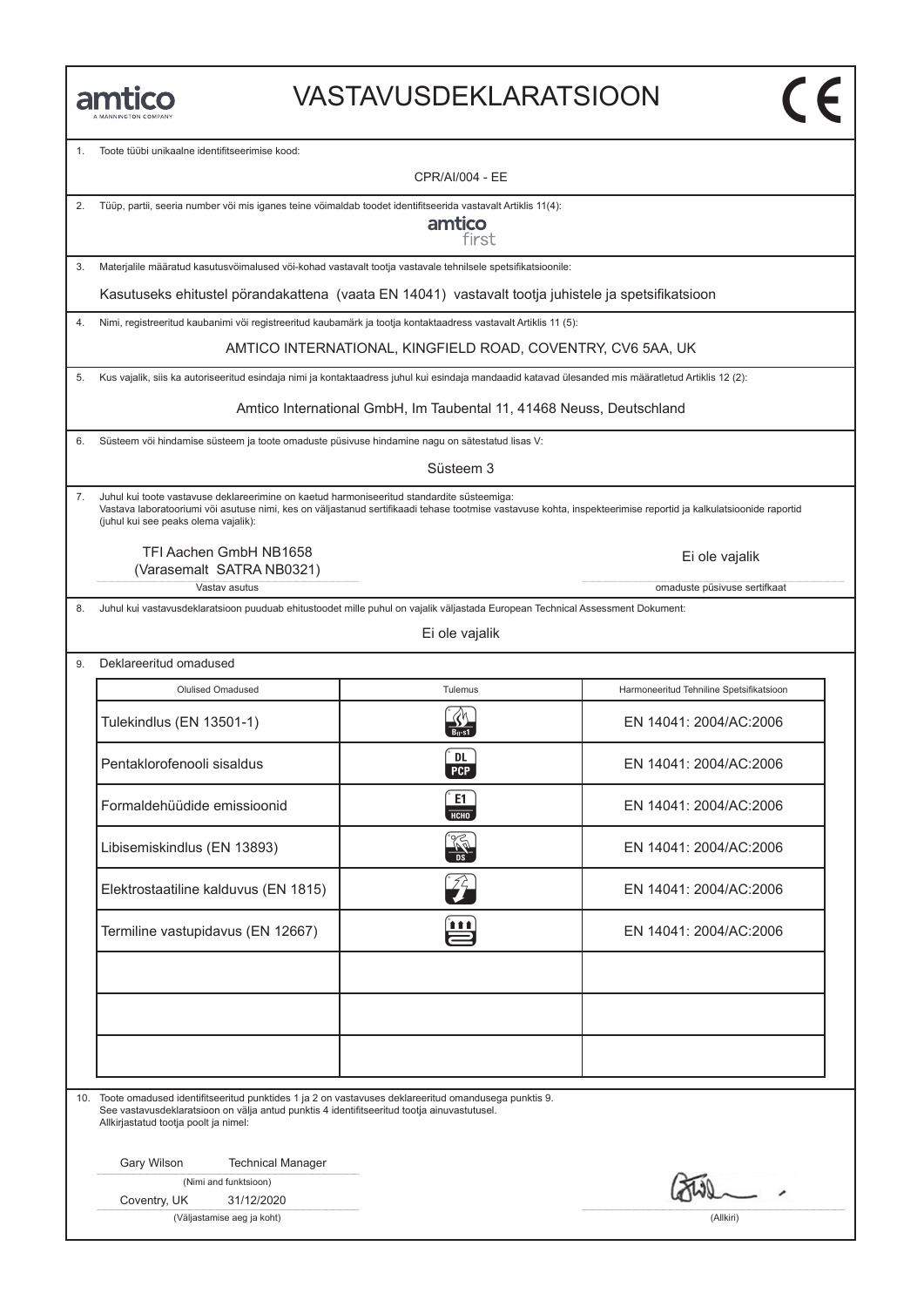amtico
A MANNINGTON COMPANY

# VASTAVUSDEKLARATSIOON

CE

1. Toote tüübi unikaalne identifitseerimise kood:

CPR/AI/004 - EE

2. Tüüp, partii, seeria number või mis iganes teine võimaldab toodet identifitseerida vastavalt Artiklis 11(4):

amtico first

3. Materjalile määratud kasutusvõimalused või-kohad vastavalt tootja vastavale tehnilsele spetsifikatsioonile:

Kasutuseks ehitustel pörandakattena (vaata EN 14041) vastavalt tootja juhistele ja spetsifikatsioon

4. Nimi, registreeritud kaubanimi või registreeritud kaubamärk ja tootja kontaktaadress vastavalt Artiklis 11 (5):

AMTICO INTERNATIONAL, KINGFIELD ROAD, COVENTRY, CV6 5AA, UK

5. Kus vajalik, siis ka autoriseeritud esindaja nimi ja kontaktaadress juhul kui esindaja mandaadid katavad ülesanded mis määratletud Artiklis 12 (2):

Amtico International GmbH, Im Taubental 11, 41468 Neuss, Deutschland

6. Süsteem või hindamise süsteem ja toote omaduste püsivuse hindamine nagu on sätestatud lisas V:

Süsteem 3

7. Juhul kui toote vastavuse deklareerimine on kaetud harmoniseeritud standardite süsteemiga:
Vastava laboratooriumi või asutuse nimi, kes on väljastanud sertifikaadi tehase tootmise vastavuse kohta, inspekteerimise reportid ja kalkulatsioonide raportid (juhul kui see peaks olema vajalik):

| TFI Aachen GmbH NB1658 (Varasemalt SATRA NB0321) | Ei ole vajalik |
|---|---|
| Vastav asutus | omaduste püsivuse sertifkaat |

8. Juhul kui vastavusdeklaratsioon puudutab ehitustoodet mille puhul on vajalik väljastada European Technical Assessment Dokument:

Ei ole vajalik

9. Deklareeritud omadused

| Olulised Omadused | Tulemus | Harmoneeritud Tehniline Spetsifikatsioon |
|---|---|---|
| Tulekindlus (EN 13501-1) | $B_{fl}$-s1 | EN 14041: 2004/AC:2006 |
| Pentaklorofenooli sisaldus | DL PCP | EN 14041: 2004/AC:2006 |
| Formaldehüüdide emissioonid | E1 HCHO | EN 14041: 2004/AC:2006 |
| Libisemiskindlus (EN 13893) | DS | EN 14041: 2004/AC:2006 |
| Elektrostaatiline kalduvus (EN 1815) | | EN 14041: 2004/AC:2006 |
| Termiline vastupidavus (EN 12667) | | EN 14041: 2004/AC:2006 |
| | | |
| | | |
| | | |

10. Toote omadused identifitseeritud punktides 1 ja 2 on vastavuses deklareeritud omandusega punktis 9.
See vastavusdeklaratsioon on välja antud punktis 4 identifitseeritud tootja ainuvastutusel.
Allkirjastatud tootja poolt ja nimel:

Gary Wilson Technical Manager
(Nimi and funktsioon)

Coventry, UK 31/12/2020
(Väljastamise aeg ja koht)

(Allkiri)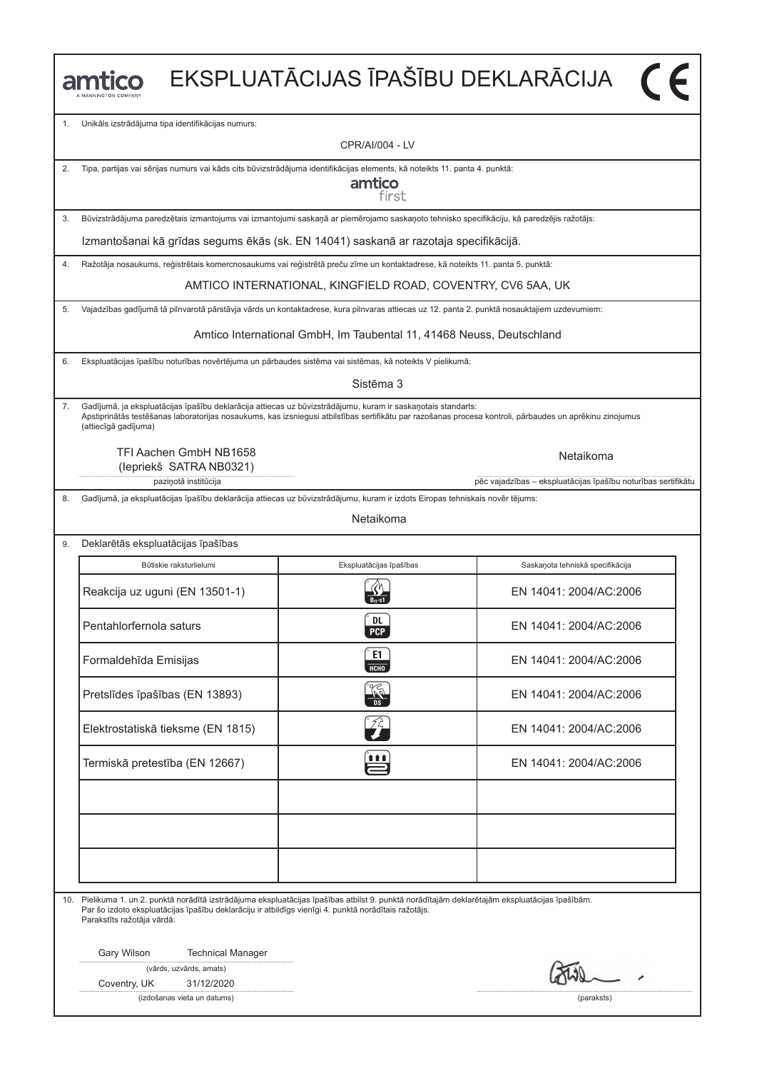amtico
A MANNINGTON COMPANY

# EKSPLUATĀCIJAS ĪPAŠĪBU DEKLARĀCIJA

CE

1. Unikāls izstrādājuma tipa identifikācijas numurs:

CPR/AI/004 - LV

2. Tipa, partijas vai sērijas numurs vai kāds cits būvizstrādājuma identifikācijas elements, kā noteikts 11. panta 4. punktā:

amtico first

3. Būvizstrādājuma paredzētais izmantojums vai izmantojumi saskaņā ar piemērojamo saskaņoto tehnisko specifikāciju, kā paredzējis ražotājs:

Izmantošanai kā grīdas segums ēkās (sk. EN 14041) saskanā ar razotaja specifikācijā.

4. Ražotāja nosaukums, reģistrētais komercnosaukums vai reģistrētā preču zīme un kontaktadrese, kā noteikts 11. panta 5. punktā:

AMTICO INTERNATIONAL, KINGFIELD ROAD, COVENTRY, CV6 5AA, UK

5. Vajadzības gadījumā tā pilnvarotā pārstāvja vārds un kontaktadrese, kura pilnvaras attiecas uz 12. panta 2. punktā nosauktajiem uzdevumiem:

Amtico International GmbH, Im Taubental 11, 41468 Neuss, Deutschland

6. Ekspluatācijas īpašību noturības novērtējuma un pārbaudes sistēma vai sistēmas, kā noteikts V pielikumā:

Sistēma 3

7. Gadījumā, ja ekspluatācijas īpašību deklarācija attiecas uz būvizstrādājumu, kuram ir saskaņotais standarts:
Apstiprinātās testēšanas laboratorijas nosaukums, kas izsniegusi atbilstības sertifikātu par razošanas procesa kontroli, pārbaudes un aprēkinu zinojumus (attiecīgā gadījuma)

TFI Aachen GmbH NB1658
(Iepriekš SATRA NB0321)
paziņotā institūcija

Netaikoma
pēc vajadzības – ekspluatācijas īpašību noturības sertifikātu

8. Gadījumā, ja ekspluatācijas īpašību deklarācija attiecas uz būvizstrādājumu, kuram ir izdots Eiropas tehniskais novēr tējums:

Netaikoma

9. Deklarētās ekspluatācijas īpašības

| Būtiskie raksturlielumi | Ekspluatācijas īpašības | Saskaņota tehniskā specifikācija |
|---|---|---|
| Reakcija uz uguni (EN 13501-1) | $B_{fl}$-s1 | EN 14041: 2004/AC:2006 |
| Pentahlorfernola saturs | DL PCP | EN 14041: 2004/AC:2006 |
| Formaldehīda Emisijas | E1 HCHO | EN 14041: 2004/AC:2006 |
| Pretslīdes īpašības (EN 13893) | DS | EN 14041: 2004/AC:2006 |
| Elektrostatiskā tieksme (EN 1815) | | EN 14041: 2004/AC:2006 |
| Termiskā pretestība (EN 12667) | | EN 14041: 2004/AC:2006 |
| | | |
| | | |
| | | |

10. Pielikuma 1. un 2. punktā norādītā izstrādājuma ekspluatācijas īpašības atbilst 9. punktā norādītajām deklarētajām ekspluatācijas īpašībām.
Par šo izdoto ekspluatācijas īpašību deklarāciju ir atbildīgs vienīgi 4. punktā norādītais ražotājs.
Parakstīts ražotāja vārdā:

Gary Wilson Technical Manager
(vārds, uzvārds, amats)

Coventry, UK 31/12/2020
(izdošanas vieta un datums)

(paraksts)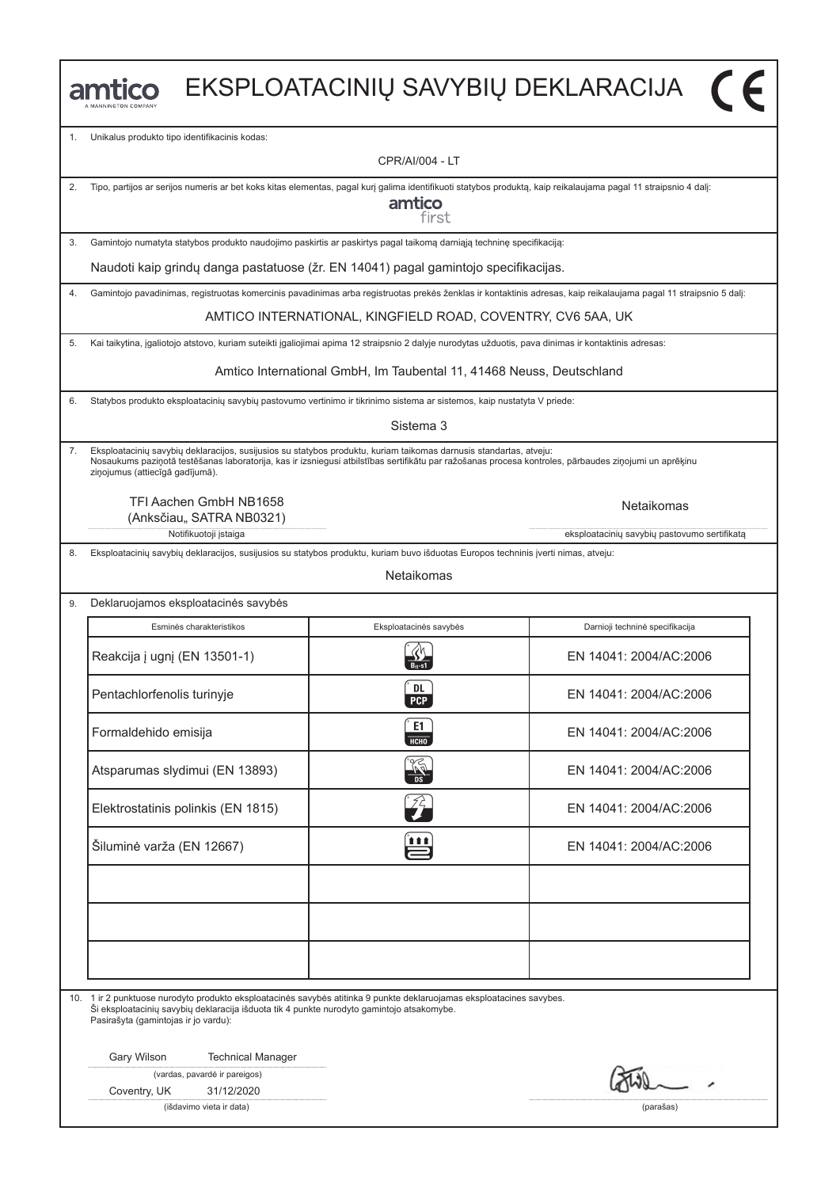# amtico EKSPLOATACINIŲ SAVYBIŲ DEKLARACIJA CE

1. Unikalus produkto tipo identifikacinis kodas:

CPR/AI/004 - LT

2. Tipo, partijos ar serijos numeris ar bet koks kitas elementas, pagal kurį galima identifikuoti statybos produktą, kaip reikalaujama pagal 11 straipsnio 4 dalį:

amtico first

3. Gamintojo numatyta statybos produkto naudojimo paskirtis ar paskirtys pagal taikomą darniąją techninę specifikaciją:

Naudoti kaip grindų danga pastatuose (žr. EN 14041) pagal gamintojo specifikacijas.

4. Gamintojo pavadinimas, registruotas komercinis pavadinimas arba registruotas prekės ženklas ir kontaktinis adresas, kaip reikalaujama pagal 11 straipsnio 5 dalį:

AMTICO INTERNATIONAL, KINGFIELD ROAD, COVENTRY, CV6 5AA, UK

5. Kai taikytina, įgaliotojo atstovo, kuriam suteikti įgaliojimai apima 12 straipsnio 2 dalyje nurodytas užduotis, pava dinimas ir kontaktinis adresas:

Amtico International GmbH, Im Taubental 11, 41468 Neuss, Deutschland

6. Statybos produkto eksploatacinių savybių pastovumo vertinimo ir tikrinimo sistema ar sistemos, kaip nustatyta V priede:

Sistema 3

7. Eksploatacinių savybių deklaracijos, susijusios su statybos produktu, kuriam taikomas darnusis standartas, atveju:
Nosaukums paziņotā testēšanas laboratorija, kas ir izsniegusi atbilstības sertifikātu par ražošanas procesa kontroles, pārbaudes ziņojumi un aprēķinu ziņojumus (attiecīgā gadījumā).

TFI Aachen GmbH NB1658
(Anksčiau„ SATRA NB0321)
Notifikuotoji įstaiga

Netaikomas
eksploatacinių savybių pastovumo sertifikatą

8. Eksploatacinių savybių deklaracijos, susijusios su statybos produktu, kuriam buvo išduotas Europos techninis įverti nimas, atveju:

Netaikomas

9. Deklaruojamos eksploatacinės savybės

| Esminės charakteristikos | Eksploatacinės savybės | Darnioji techninė specifikacija |
|---|---|---|
| Reakcija į ugnį (EN 13501-1) | $B_{fl}$-s1 | EN 14041: 2004/AC:2006 |
| Pentachlorfenolis turinyje | DL PCP | EN 14041: 2004/AC:2006 |
| Formaldehido emisija | E1 HCHO | EN 14041: 2004/AC:2006 |
| Atsparumas slydimui (EN 13893) | DS | EN 14041: 2004/AC:2006 |
| Elektrostatinis polinkis (EN 1815) | | EN 14041: 2004/AC:2006 |
| Šiluminė varža (EN 12667) | | EN 14041: 2004/AC:2006 |
| | | |
| | | |
| | | |

10. 1 ir 2 punktuose nurodyto produkto eksploatacinės savybės atitinka 9 punkte deklaruojamas eksploatacines savybes.
Ši eksploatacinių savybių deklaracija išduota tik 4 punkte nurodyto gamintojo atsakomybe.
Pasirašyta (gamintojas ir jo vardu):

Gary Wilson Technical Manager
(vardas, pavardė ir pareigos)

Coventry, UK 31/12/2020
(išdavimo vieta ir data)

(parašas)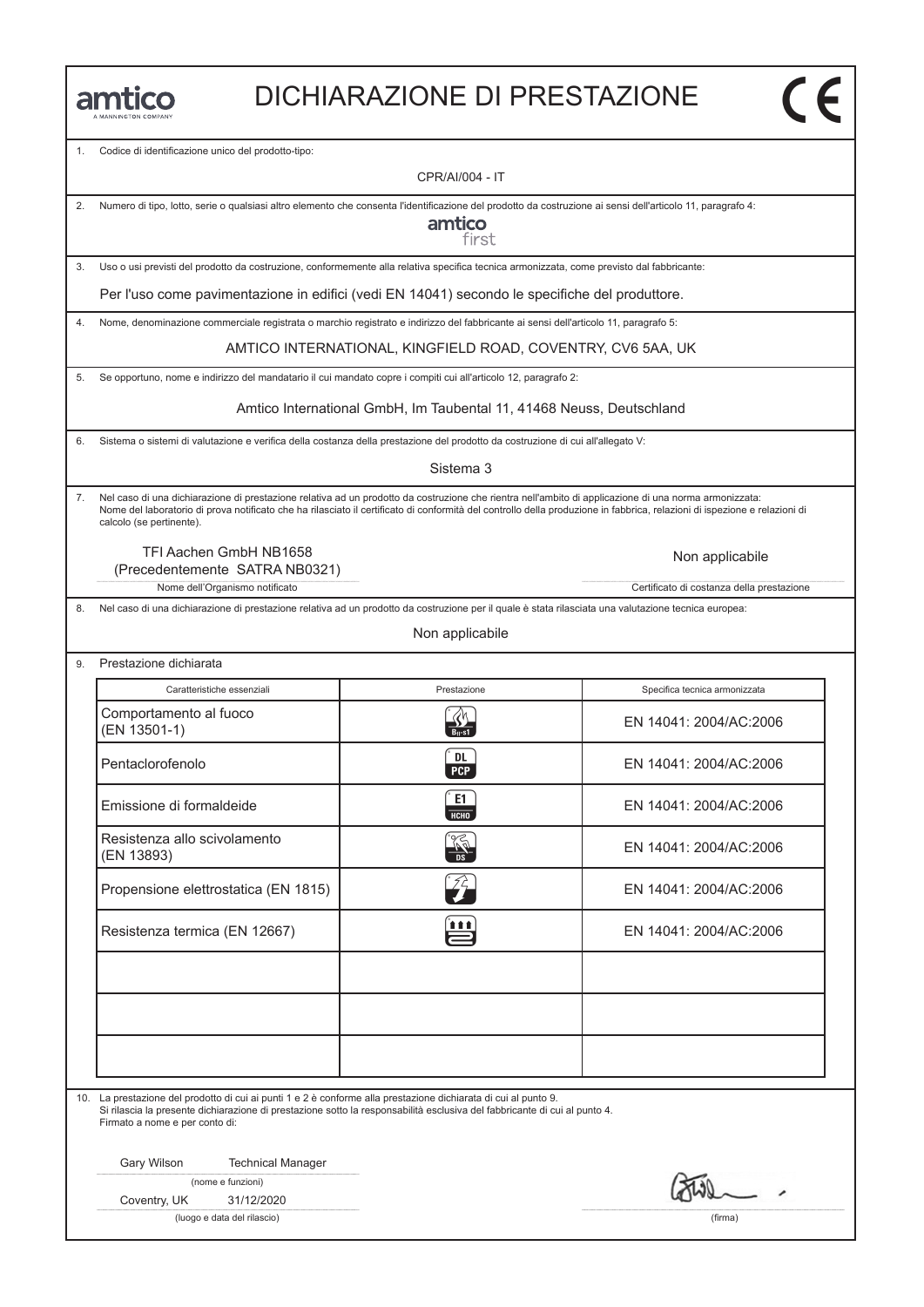amtico
A MANNINGTON COMPANY

# DICHIARAZIONE DI PRESTAZIONE

CE

1. Codice di identificazione unico del prodotto-tipo:

CPR/AI/004 - IT

2. Numero di tipo, lotto, serie o qualsiasi altro elemento che consenta l'identificazione del prodotto da costruzione ai sensi dell'articolo 11, paragrafo 4:

amtico first

3. Uso o usi previsti del prodotto da costruzione, conformemente alla relativa specifica tecnica armonizzata, come previsto dal fabbricante:

Per l'uso come pavimentazione in edifici (vedi EN 14041) secondo le specifiche del produttore.

4. Nome, denominazione commerciale registrata o marchio registrato e indirizzo del fabbricante ai sensi dell'articolo 11, paragrafo 5:

AMTICO INTERNATIONAL, KINGFIELD ROAD, COVENTRY, CV6 5AA, UK

5. Se opportuno, nome e indirizzo del mandatario il cui mandato copre i compiti cui all'articolo 12, paragrafo 2:

Amtico International GmbH, Im Taubental 11, 41468 Neuss, Deutschland

6. Sistema o sistemi di valutazione e verifica della costanza della prestazione del prodotto da costruzione di cui all'allegato V:

Sistema 3

7. Nel caso di una dichiarazione di prestazione relativa ad un prodotto da costruzione che rientra nell'ambito di applicazione di una norma armonizzata: Nome del laboratorio di prova notificato che ha rilasciato il certificato di conformità del controllo della produzione in fabbrica, relazioni di ispezione e relazioni di calcolo (se pertinente).

TFI Aachen GmbH NB1658
(Precedentemente SATRA NB0321)
Nome dell'Organismo notificato

Non applicabile
Certificato di costanza della prestazione

8. Nel caso di una dichiarazione di prestazione relativa ad un prodotto da costruzione per il quale è stata rilasciata una valutazione tecnica europea:

Non applicabile

9. Prestazione dichiarata

| Caratteristiche essenziali | Prestazione | Specifica tecnica armonizzata |
|---|---|---|
| Comportamento al fuoco (EN 13501-1) | $B_{fl}$-s1 | EN 14041: 2004/AC:2006 |
| Pentaclorofenolo | DL PCP | EN 14041: 2004/AC:2006 |
| Emissione di formaldeide | E1 HCHO | EN 14041: 2004/AC:2006 |
| Resistenza allo scivolamento (EN 13893) | DS | EN 14041: 2004/AC:2006 |
| Propensione elettrostatica (EN 1815) | | EN 14041: 2004/AC:2006 |
| Resistenza termica (EN 12667) | | EN 14041: 2004/AC:2006 |
| | | |
| | | |
| | | |

10. La prestazione del prodotto di cui ai punti 1 e 2 è conforme alla prestazione dichiarata di cui al punto 9. Si rilascia la presente dichiarazione di prestazione sotto la responsabilità esclusiva del fabbricante di cui al punto 4. Firmato a nome e per conto di:

Gary Wilson Technical Manager
(nome e funzioni)

Coventry, UK 31/12/2020
(luogo e data del rilascio)

(firma)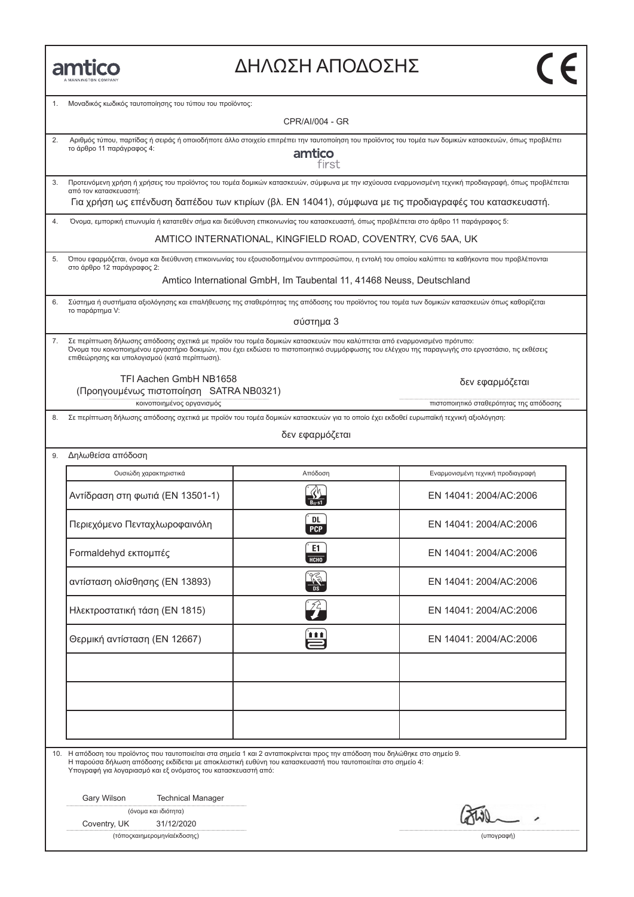amtico
A MANNINGTON COMPANY

# ΔΗΛΩΣΗ ΑΠΟΔΟΣΗΣ

CE

1. Μοναδικός κωδικός ταυτοποίησης του τύπου του προϊόντος:

CPR/AI/004 - GR

2. Αριθμός τύπου, παρτίδας ή σειράς ή οποιοδήποτε άλλο στοιχείο επιτρέπει την ταυτοποίηση του προϊόντος του τομέα των δομικών κατασκευών, όπως προβλέπει το άρθρο 11 παράγραφος 4:

amtico first

3. Προτεινόμενη χρήση ή χρήσεις του προϊόντος του τομέα δομικών κατασκευών, σύμφωνα με την ισχύουσα εναρμονισμένη τεχνική προδιαγραφή, όπως προβλέπεται από τον κατασκευαστή:

Για χρήση ως επένδυση δαπέδου των κτιρίων (βλ. EN 14041), σύμφωνα με τις προδιαγραφές του κατασκευαστή.

4. Όνομα, εμπορική επωνυμία ή κατατεθέν σήμα και διεύθυνση επικοινωνίας του κατασκευαστή, όπως προβλέπεται στο άρθρο 11 παράγραφος 5:

AMTICO INTERNATIONAL, KINGFIELD ROAD, COVENTRY, CV6 5AA, UK

5. Όπου εφαρμόζεται, όνομα και διεύθυνση επικοινωνίας του εξουσιοδοτημένου αντιπροσώπου, η εντολή του οποίου καλύπτει τα καθήκοντα που προβλέπονται στο άρθρο 12 παράγραφος 2:

Amtico International GmbH, Im Taubental 11, 41468 Neuss, Deutschland

6. Σύστημα ή συστήματα αξιολόγησης και επαλήθευσης της σταθερότητας της απόδοσης του προϊόντος του τομέα των δομικών κατασκευών όπως καθορίζεται το παράρτημα V:

σύστημα 3

7. Σε περίπτωση δήλωσης απόδοσης σχετικά με προϊόν του τομέα δομικών κατασκευών που καλύπτεται από εναρμονισμένο πρότυπο:
Όνομα του κοινοποιημένου εργαστήριο δοκιμών, που έχει εκδώσει το πιστοποιητικό συμμόρφωσης του ελέγχου της παραγωγής στο εργοστάσιο, τις εκθέσεις επιθεώρησης και υπολογισμού (κατά περίπτωση).

TFI Aachen GmbH NB1658
(Προηγουμένως πιστοποίηση SATRA NB0321)
κοινοποιημένος οργανισμός

δεν εφαρμόζεται
πιστοποιητικό σταθερότητας της απόδοσης

8. Σε περίπτωση δήλωσης απόδοσης σχετικά με προϊόν του τομέα δομικών κατασκευών για το οποίο έχει εκδοθεί ευρωπαϊκή τεχνική αξιολόγηση:

δεν εφαρμόζεται

9. Δηλωθείσα απόδοση

| Ουσιώδη χαρακτηριστικά | Απόδοση | Εναρμονισμένη τεχνική προδιαγραφή |
|---|---|---|
| Αντίδραση στη φωτιά (EN 13501-1) | $B_{fl}$-s1 | EN 14041: 2004/AC:2006 |
| Περιεχόμενο Πενταχλωροφαινόλη | DL PCP | EN 14041: 2004/AC:2006 |
| Formaldehyd εκπομπές | E1 HCHO | EN 14041: 2004/AC:2006 |
| αντίσταση ολίσθησης (EN 13893) | DS | EN 14041: 2004/AC:2006 |
| Ηλεκτροστατική τάση (EN 1815) | | EN 14041: 2004/AC:2006 |
| Θερμική αντίσταση (EN 12667) | | EN 14041: 2004/AC:2006 |
| | | |
| | | |
| | | |

10. Η απόδοση του προϊόντος που ταυτοποιείται στα σημεία 1 και 2 ανταποκρίνεται προς την απόδοση που δηλώθηκε στο σημείο 9.
Η παρούσα δήλωση απόδοσης εκδίδεται με αποκλειστική ευθύνη του κατασκευαστή που ταυτοποιείται στο σημείο 4:
Υπογραφή για λογαριασμό και εξ ονόματος του κατασκευαστή από:

Gary Wilson Technical Manager
(όνομα και ιδιότητα)

Coventry, UK 31/12/2020
(τόποςκαιημερομηνίαέκδοσης)

(υπογραφή)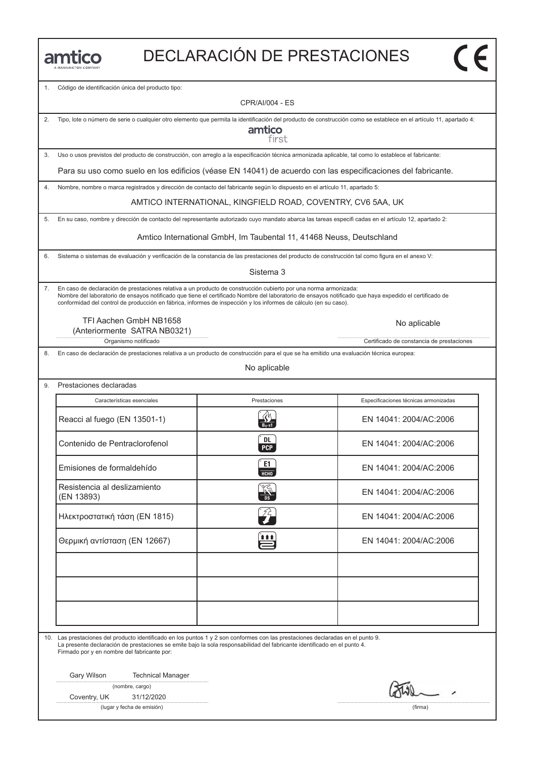amtico
A MANNINGTON COMPANY

# DECLARACIÓN DE PRESTACIONES

CE

1. Código de identificación única del producto tipo:

CPR/AI/004 - ES

2. Tipo, lote o número de serie o cualquier otro elemento que permita la identificación del producto de construcción como se establece en el artículo 11, apartado 4:

amtico first

3. Uso o usos previstos del producto de construcción, con arreglo a la especificación técnica armonizada aplicable, tal como lo establece el fabricante:

Para su uso como suelo en los edificios (véase EN 14041) de acuerdo con las especificaciones del fabricante.

4. Nombre, nombre o marca registrados y dirección de contacto del fabricante según lo dispuesto en el artículo 11, apartado 5:

AMTICO INTERNATIONAL, KINGFIELD ROAD, COVENTRY, CV6 5AA, UK

5. En su caso, nombre y dirección de contacto del representante autorizado cuyo mandato abarca las tareas especifi cadas en el artículo 12, apartado 2:

Amtico International GmbH, Im Taubental 11, 41468 Neuss, Deutschland

6. Sistema o sistemas de evaluación y verificación de la constancia de las prestaciones del producto de construcción tal como figura en el anexo V:

Sistema 3

7. En caso de declaración de prestaciones relativa a un producto de construcción cubierto por una norma armonizada:
Nombre del laboratorio de ensayos notificado que tiene el certificado Nombre del laboratorio de ensayos notificado que haya expedido el certificado de conformidad del control de producción en fábrica, informes de inspección y los informes de cálculo (en su caso).

| Organismo notificado | Certificado de constancia de prestaciones |
|---|---|
| TFI Aachen GmbH NB1658 (Anteriormente SATRA NB0321) | No aplicable |

8. En caso de declaración de prestaciones relativa a un producto de construcción para el que se ha emitido una evaluación técnica europea:

No aplicable

9. Prestaciones declaradas

| Características esenciales | Prestaciones | Especificaciones técnicas armonizadas |
|---|---|---|
| Reacci al fuego (EN 13501-1) | $B_{fl}$-s1 | EN 14041: 2004/AC:2006 |
| Contenido de Pentraclorofenol | DL PCP | EN 14041: 2004/AC:2006 |
| Emisiones de formaldehído | E1 HCHO | EN 14041: 2004/AC:2006 |
| Resistencia al deslizamiento (EN 13893) | DS | EN 14041: 2004/AC:2006 |
| Ηλεκτροστατική τάση (EN 1815) | | EN 14041: 2004/AC:2006 |
| Θερμική αντίσταση (EN 12667) | | EN 14041: 2004/AC:2006 |
| | | |
| | | |
| | | |

10. Las prestaciones del producto identificado en los puntos 1 y 2 son conformes con las prestaciones declaradas en el punto 9.
La presente declaración de prestaciones se emite bajo la sola responsabilidad del fabricante identificado en el punto 4.
Firmado por y en nombre del fabricante por:

Gary Wilson Technical Manager
(nombre, cargo)

Coventry, UK 31/12/2020
(lugar y fecha de emisión)

(firma)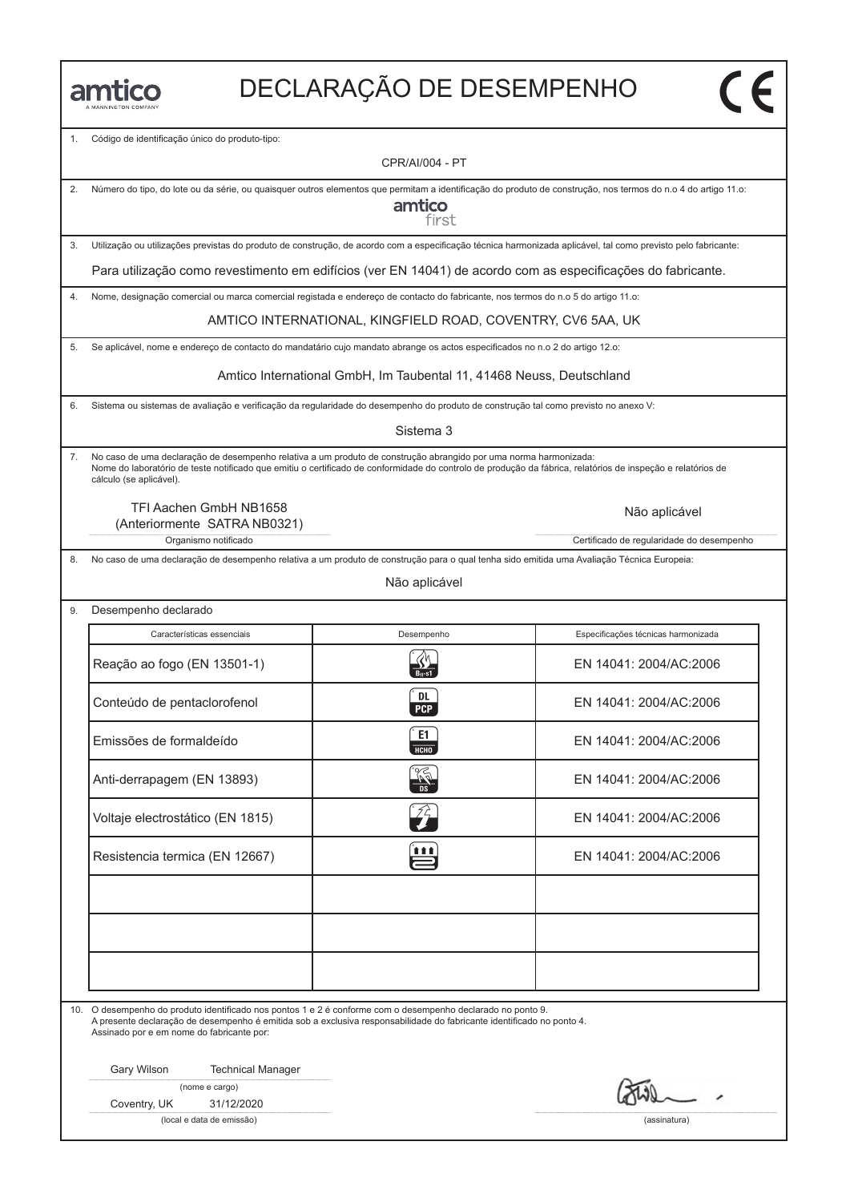# DECLARAÇÃO DE DESEMPENHO

1. Código de identificação único do produto-tipo:

CPR/AI/004 - PT

2. Número do tipo, do lote ou da série, ou quaisquer outros elementos que permitam a identificação do produto de construção, nos termos do n.o 4 do artigo 11.o:

amtico first

3. Utilização ou utilizações previstas do produto de construção, de acordo com a especificação técnica harmonizada aplicável, tal como previsto pelo fabricante:

Para utilização como revestimento em edifícios (ver EN 14041) de acordo com as especificações do fabricante.

4. Nome, designação comercial ou marca comercial registada e endereço de contacto do fabricante, nos termos do n.o 5 do artigo 11.o:

AMTICO INTERNATIONAL, KINGFIELD ROAD, COVENTRY, CV6 5AA, UK

5. Se aplicável, nome e endereço de contacto do mandatário cujo mandato abrange os actos especificados no n.o 2 do artigo 12.o:

Amtico International GmbH, Im Taubental 11, 41468 Neuss, Deutschland

6. Sistema ou sistemas de avaliação e verificação da regularidade do desempenho do produto de construção tal como previsto no anexo V:

Sistema 3

7. No caso de uma declaração de desempenho relativa a um produto de construção abrangido por uma norma harmonizada:
Nome do laboratório de teste notificado que emitiu o certificado de conformidade do controlo de produção da fábrica, relatórios de inspeção e relatórios de cálculo (se aplicável).

TFI Aachen GmbH NB1658
(Anteriormente SATRA NB0321)
Organismo notificado

Não aplicável
Certificado de regularidade do desempenho

8. No caso de uma declaração de desempenho relativa a um produto de construção para o qual tenha sido emitida uma Avaliação Técnica Europeia:

Não aplicável

9. Desempenho declarado

| Características essenciais | Desempenho | Especificações técnicas harmonizada |
|---|---|---|
| Reação ao fogo (EN 13501-1) | $B_{fl}$-s1 | EN 14041: 2004/AC:2006 |
| Conteúdo de pentaclorofenol | DL PCP | EN 14041: 2004/AC:2006 |
| Emissões de formaldeído | E1 HCHO | EN 14041: 2004/AC:2006 |
| Anti-derrapagem (EN 13893) | DS | EN 14041: 2004/AC:2006 |
| Voltaje electrostático (EN 1815) | | EN 14041: 2004/AC:2006 |
| Resistencia termica (EN 12667) | | EN 14041: 2004/AC:2006 |
| | | |
| | | |
| | | |

10. O desempenho do produto identificado nos pontos 1 e 2 é conforme com o desempenho declarado no ponto 9.
A presente declaração de desempenho é emitida sob a exclusiva responsabilidade do fabricante identificado no ponto 4.
Assinado por e em nome do fabricante por:

Gary Wilson Technical Manager
(nome e cargo)

Coventry, UK 31/12/2020
(local e data de emissão)

(assinatura)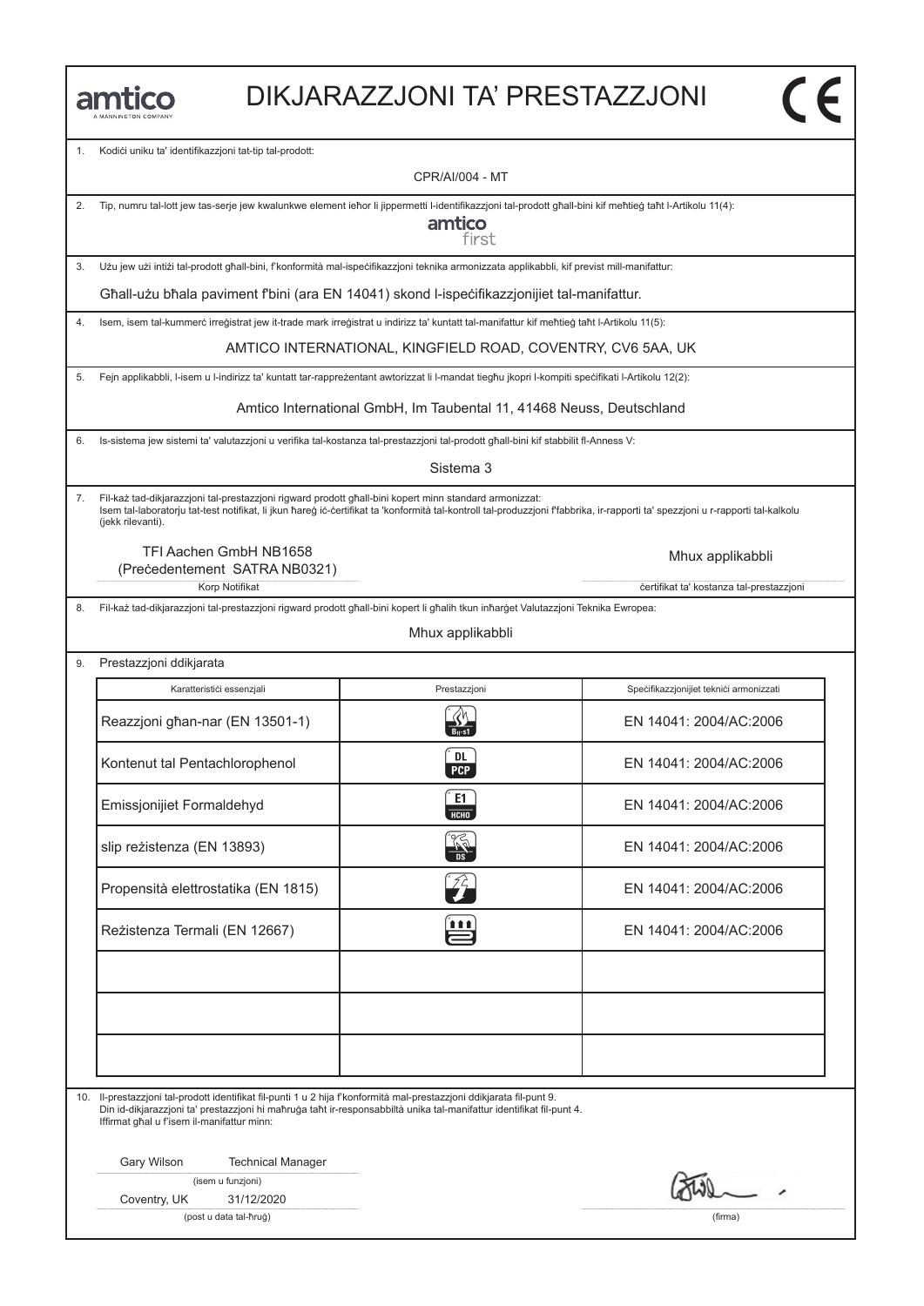amtico
A MANNINGTON COMPANY

# DIKJARAZZJONI TA' PRESTAZZJONI

CE

1. Kodiċi uniku ta' identifikazzjoni tat-tip tal-prodott:

CPR/AI/004 - MT

2. Tip, numru tal-lott jew tas-serje jew kwalunkwe element ieħor li jippermetti l-identifikazzjoni tal-prodott għall-bini kif meħtieġ taħt l-Artikolu 11(4):

amtico first

3. Użu jew użi intiżi tal-prodott għall-bini, f'konformità mal-ispeċifikazzjoni teknika armonizzata applikabbli, kif previst mill-manifattur:

Għall-użu bħala paviment f'bini (ara EN 14041) skond l-ispeċifikazzjonijiet tal-manifattur.

4. Isem, isem tal-kummerċ irreġistrat jew it-trade mark irreġistrat u indirizz ta' kuntatt tal-manifattur kif meħtieġ taħt l-Artikolu 11(5):

AMTICO INTERNATIONAL, KINGFIELD ROAD, COVENTRY, CV6 5AA, UK

5. Fejn applikabbli, l-isem u l-indirizz ta' kuntatt tar-rappreżentant awtorizzat li l-mandat tiegħu jkopri l-kompiti speċifikati l-Artikolu 12(2):

Amtico International GmbH, Im Taubental 11, 41468 Neuss, Deutschland

6. Is-sistema jew sistemi ta' valutazzjoni u verifika tal-kostanza tal-prestazzjoni tal-prodott għall-bini kif stabbilit fl-Anness V:

Sistema 3

7. Fil-każ tad-dikjarazzjoni tal-prestazzjoni rigward prodott għall-bini kopert minn standard armonizzat:
Isem tal-laboratorju tat-test notifikat, li jkun ħareġ iċ-ċertifikat ta 'konformità tal-kontroll tal-produzzjoni f'fabbrika, ir-rapporti ta' spezzjoni u r-rapporti tal-kalkolu (jekk rilevanti).

TFI Aachen GmbH NB1658
(Preċedentement SATRA NB0321)
Korp Notifikat

Mhux applikabbli
ċertifikat ta' kostanza tal-prestazzjoni

8. Fil-każ tad-dikjarazzjoni tal-prestazzjoni rigward prodott għall-bini kopert li għalih tkun inħarġet Valutazzjoni Teknika Ewropea:

Mhux applikabbli

9. Prestazzjoni ddikjarata

| Karatteristiċi essenzjali | Prestazzjoni | Speċifikazzjonijiet tekniċi armonizzati |
|---|---|---|
| Reazzjoni għan-nar (EN 13501-1) | $B_{fl}$-s1 | EN 14041: 2004/AC:2006 |
| Kontenut tal Pentachlorophenol | DL PCP | EN 14041: 2004/AC:2006 |
| Emissjonijiet Formaldehyd | E1 HCHO | EN 14041: 2004/AC:2006 |
| slip reżistenza (EN 13893) | DS | EN 14041: 2004/AC:2006 |
| Propensità elettrostatika (EN 1815) | | EN 14041: 2004/AC:2006 |
| Reżistenza Termali (EN 12667) | | EN 14041: 2004/AC:2006 |
| | | |
| | | |
| | | |

10. Il-prestazzjoni tal-prodott identifikat fil-punti 1 u 2 hija f'konformità mal-prestazzjoni ddikjarata fil-punt 9.
Din id-dikjarazzjoni ta' prestazzjoni hi maħruġa taħt ir-responsabbiltà unika tal-manifattur identifikat fil-punt 4.
Iffirmat għal u f'isem il-manifattur minn:

Gary Wilson Technical Manager
(isem u funzjoni)

Coventry, UK 31/12/2020
(post u data tal-ħruġ)

(firma)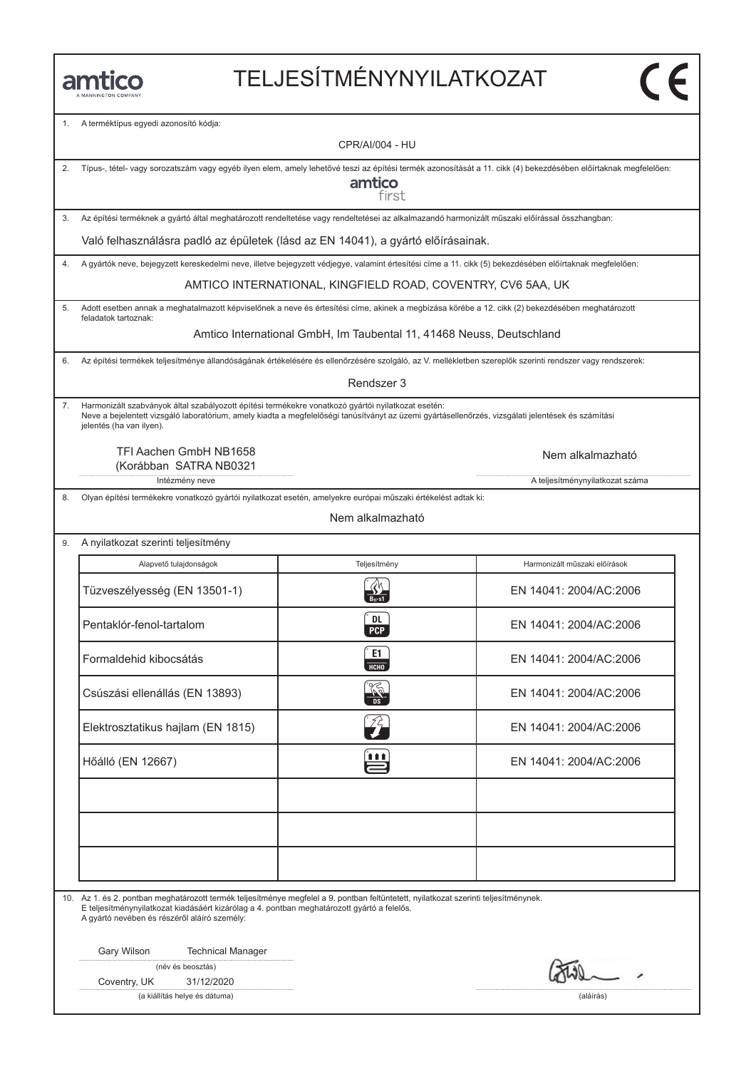amtico
A MANNINGTON COMPANY

# TELJESÍTMÉNYNYILATKOZAT

CE

1. A terméktípus egyedi azonosító kódja:

CPR/AI/004 - HU

2. Típus-, tétel- vagy sorozatszám vagy egyéb ilyen elem, amely lehetővé teszi az építési termék azonosítását a 11. cikk (4) bekezdésében előírtaknak megfelelően:

amtico first

3. Az építési terméknek a gyártó által meghatározott rendeltetése vagy rendeltetései az alkalmazandó harmonizált műszaki előírással összhangban:

Való felhasználásra padló az épületek (lásd az EN 14041), a gyártó előírásainak.

4. A gyártók neve, bejegyzett kereskedelmi neve, illetve bejegyzett védjegye, valamint értesítési címe a 11. cikk (5) bekezdésében előírtaknak megfelelően:

AMTICO INTERNATIONAL, KINGFIELD ROAD, COVENTRY, CV6 5AA, UK

5. Adott esetben annak a meghatalmazott képviselőnek a neve és értesítési címe, akinek a megbízása körébe a 12. cikk (2) bekezdésében meghatározott feladatok tartoznak:

Amtico International GmbH, Im Taubental 11, 41468 Neuss, Deutschland

6. Az építési termékek teljesítménye állandóságának értékelésére és ellenőrzésére szolgáló, az V. mellékletben szereplők szerinti rendszer vagy rendszerek:

Rendszer 3

7. Harmonizált szabványok által szabályozott építési termékekre vonatkozó gyártói nyilatkozat esetén:
Neve a bejelentett vizsgáló laboratórium, amely kiadta a megfelelőségi tanúsítványt az üzemi gyártásellenőrzés, vizsgálati jelentések és számítási jelentés (ha van ilyen).

TFI Aachen GmbH NB1658
(Korábban SATRA NB0321

Intézmény neve

Nem alkalmazható

A teljesítménynyilatkozat száma

8. Olyan építési termékekre vonatkozó gyártói nyilatkozat esetén, amelyekre európai műszaki értékelést adtak ki:

Nem alkalmazható

9. A nyilatkozat szerinti teljesítmény

| Alapvető tulajdonságok | Teljesítmény | Harmonizált műszaki előírások |
|---|---|---|
| Tüzveszélyesség (EN 13501-1) | $B_{fl}$-s1 | EN 14041: 2004/AC:2006 |
| Pentaklór-fenol-tartalom | DL PCP | EN 14041: 2004/AC:2006 |
| Formaldehid kibocsátás | E1 HCHO | EN 14041: 2004/AC:2006 |
| Csúszási ellenállás (EN 13893) | DS | EN 14041: 2004/AC:2006 |
| Elektrosztatikus hajlam (EN 1815) | | EN 14041: 2004/AC:2006 |
| Hőálló (EN 12667) | | EN 14041: 2004/AC:2006 |
| | | |
| | | |
| | | |

10. Az 1. és 2. pontban meghatározott termék teljesítménye megfelel a 9. pontban feltüntetett, nyilatkozat szerinti teljesítménynek.
E teljesítménynyilatkozat kiadásáért kizárólag a 4. pontban meghatározott gyártó a felelős.
A gyártó nevében és részéről aláíró személy:

Gary Wilson Technical Manager

(név és beosztás)

Coventry, UK 31/12/2020

(a kiállítás helye és dátuma)

(aláírás)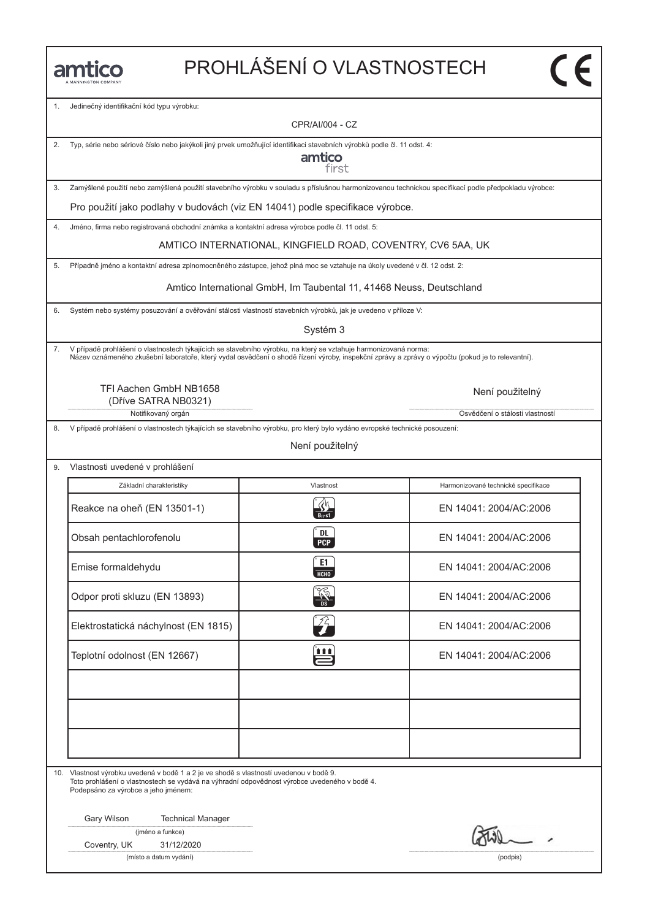# PROHLÁŠENÍ O VLASTNOSTECH

amtico — A MANNINGTON COMPANY

1. Jedinečný identifikační kód typu výrobku:

CPR/AI/004 - CZ

2. Typ, série nebo sériové číslo nebo jakýkoli jiný prvek umožňující identifikaci stavebních výrobků podle čl. 11 odst. 4:

amtico first

3. Zamýšlené použití nebo zamýšlená použití stavebního výrobku v souladu s příslušnou harmonizovanou technickou specifikací podle předpokladu výrobce:

Pro použití jako podlahy v budovách (viz EN 14041) podle specifikace výrobce.

4. Jméno, firma nebo registrovaná obchodní známka a kontaktní adresa výrobce podle čl. 11 odst. 5:

AMTICO INTERNATIONAL, KINGFIELD ROAD, COVENTRY, CV6 5AA, UK

5. Případně jméno a kontaktní adresa zplnomocněného zástupce, jehož plná moc se vztahuje na úkoly uvedené v čl. 12 odst. 2:

Amtico International GmbH, Im Taubental 11, 41468 Neuss, Deutschland

6. Systém nebo systémy posuzování a ověřování stálosti vlastností stavebních výrobků, jak je uvedeno v příloze V:

Systém 3

7. V případě prohlášení o vlastnostech týkajících se stavebního výrobku, na který se vztahuje harmonizovaná norma:
Název oznámeného zkušební laboratoře, který vydal osvědčení o shodě řízení výroby, inspekční zprávy a zprávy o výpočtu (pokud je to relevantní).

TFI Aachen GmbH NB1658
(Dříve SATRA NB0321)
Notifikovaný orgán

Není použitelný
Osvědčení o stálosti vlastností

8. V případě prohlášení o vlastnostech týkajících se stavebního výrobku, pro který bylo vydáno evropské technické posouzení:

Není použitelný

9. Vlastnosti uvedené v prohlášení

| Základní charakteristiky | Vlastnost | Harmonizované technické specifikace |
|---|---|---|
| Reakce na oheň (EN 13501-1) | $B_{fl}$-s1 | EN 14041: 2004/AC:2006 |
| Obsah pentachlorofenolu | DL PCP | EN 14041: 2004/AC:2006 |
| Emise formaldehydu | E1 HCHO | EN 14041: 2004/AC:2006 |
| Odpor proti skluzu (EN 13893) | DS | EN 14041: 2004/AC:2006 |
| Elektrostatická náchylnost (EN 1815) | | EN 14041: 2004/AC:2006 |
| Teplotní odolnost (EN 12667) | | EN 14041: 2004/AC:2006 |
| | | |
| | | |
| | | |

10. Vlastnost výrobku uvedená v bodě 1 a 2 je ve shodě s vlastností uvedenou v bodě 9.
Toto prohlášení o vlastnostech se vydává na výhradní odpovědnost výrobce uvedeného v bodě 4.
Podepsáno za výrobce a jeho jménem:

Gary Wilson Technical Manager
(jméno a funkce)

Coventry, UK 31/12/2020
(místo a datum vydání)

(podpis)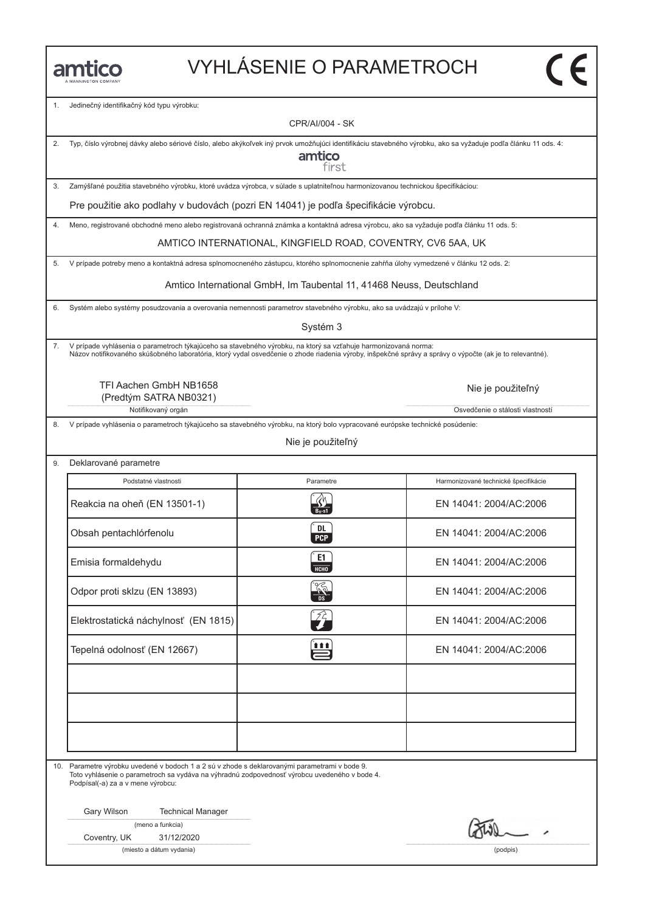amtico
A MANNINGTON COMPANY

# VYHLÁSENIE O PARAMETROCH

CE

1. Jedinečný identifikačný kód typu výrobku:

CPR/AI/004 - SK

2. Typ, číslo výrobnej dávky alebo sériové číslo, alebo akýkoľvek iný prvok umožňujúci identifikáciu stavebného výrobku, ako sa vyžaduje podľa článku 11 ods. 4:

amtico first

3. Zamýšľané použitia stavebného výrobku, ktoré uvádza výrobca, v súlade s uplatniteľnou harmonizovanou technickou špecifikáciou:

Pre použitie ako podlahy v budovách (pozri EN 14041) je podľa špecifikácie výrobcu.

4. Meno, registrované obchodné meno alebo registrovaná ochranná známka a kontaktná adresa výrobcu, ako sa vyžaduje podľa článku 11 ods. 5:

AMTICO INTERNATIONAL, KINGFIELD ROAD, COVENTRY, CV6 5AA, UK

5. V prípade potreby meno a kontaktná adresa splnomocneného zástupcu, ktorého splnomocnenie zahŕňa úlohy vymedzené v článku 12 ods. 2:

Amtico International GmbH, Im Taubental 11, 41468 Neuss, Deutschland

6. Systém alebo systémy posudzovania a overovania nemennosti parametrov stavebného výrobku, ako sa uvádzajú v prílohe V:

Systém 3

7. V prípade vyhlásenia o parametroch týkajúceho sa stavebného výrobku, na ktorý sa vzťahuje harmonizovaná norma:
Názov notifikovaného skúšobného laboratória, ktorý vydal osvedčenie o zhode riadenia výroby, inšpekčné správy a správy o výpočte (ak je to relevantné).

TFI Aachen GmbH NB1658
(Predtým SATRA NB0321)
Notifikovaný orgán

Nie je použiteľný
Osvedčenie o stálosti vlastností

8. V prípade vyhlásenia o parametroch týkajúceho sa stavebného výrobku, na ktorý bolo vypracované európske technické posúdenie:

Nie je použiteľný

9. Deklarované parametre

| Podstatné vlastnosti | Parametre | Harmonizované technické špecifikácie |
|---|---|---|
| Reakcia na oheň (EN 13501-1) | $B_{fl}$-s1 | EN 14041: 2004/AC:2006 |
| Obsah pentachlórfenolu | DL PCP | EN 14041: 2004/AC:2006 |
| Emisia formaldehydu | E1 HCHO | EN 14041: 2004/AC:2006 |
| Odpor proti sklzu (EN 13893) | DS | EN 14041: 2004/AC:2006 |
| Elektrostatická náchylnosť (EN 1815) | | EN 14041: 2004/AC:2006 |
| Tepelná odolnosť (EN 12667) | | EN 14041: 2004/AC:2006 |
| | | |
| | | |
| | | |

10. Parametre výrobku uvedené v bodoch 1 a 2 sú v zhode s deklarovanými parametrami v bode 9.
Toto vyhlásenie o parametroch sa vydáva na výhradnú zodpovednosť výrobcu uvedeného v bode 4.
Podpísal(-a) za a v mene výrobcu:

Gary Wilson Technical Manager
(meno a funkcia)

Coventry, UK 31/12/2020
(miesto a dátum vydania)

(podpis)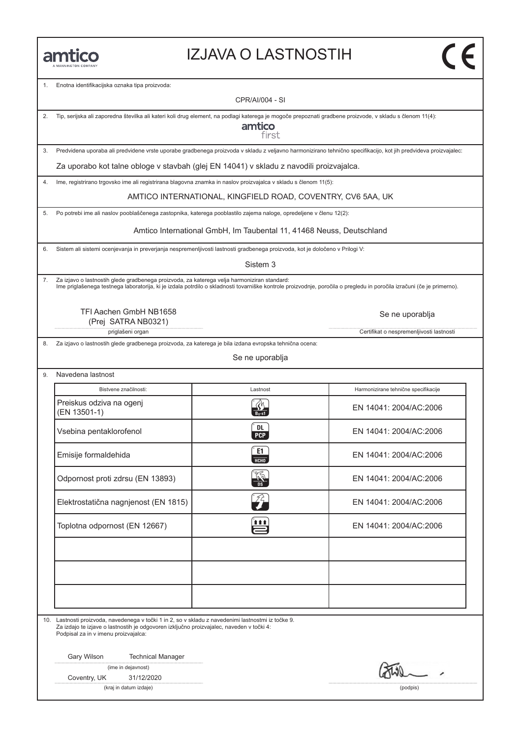amtico
A MANNINGTON COMPANY

# IZJAVA O LASTNOSTIH

CE

1. Enotna identifikacijska oznaka tipa proizvoda:

CPR/AI/004 - SI

2. Tip, serijska ali zaporedna številka ali kateri koli drug element, na podlagi katerega je mogoče prepoznati gradbene proizvode, v skladu s členom 11(4):

amtico first

3. Predvidena uporaba ali predvidene vrste uporabe gradbenega proizvoda v skladu z veljavno harmonizirano tehnično specifikacijo, kot jih predvideva proizvajalec:

Za uporabo kot talne obloge v stavbah (glej EN 14041) v skladu z navodili proizvajalca.

4. Ime, registrirano trgovsko ime ali registrirana blagovna znamka in naslov proizvajalca v skladu s členom 11(5):

AMTICO INTERNATIONAL, KINGFIELD ROAD, COVENTRY, CV6 5AA, UK

5. Po potrebi ime ali naslov pooblaščenega zastopnika, katerega pooblastilo zajema naloge, opredeljene v členu 12(2):

Amtico International GmbH, Im Taubental 11, 41468 Neuss, Deutschland

6. Sistem ali sistemi ocenjevanja in preverjanja nespremenljivosti lastnosti gradbenega proizvoda, kot je določeno v Prilogi V:

Sistem 3

7. Za izjavo o lastnostih glede gradbenega proizvoda, za katerega velja harmoniziran standard:
Ime priglašenega testnega laboratorija, ki je izdala potrdilo o skladnosti tovarniške kontrole proizvodnje, poročila o pregledu in poročila izračuni (če je primerno).

TFI Aachen GmbH NB1658
(Prej SATRA NB0321)
priglašeni organ

Se ne uporablja
Certifikat o nespremenljivosti lastnosti

8. Za izjavo o lastnostih glede gradbenega proizvoda, za katerega je bila izdana evropska tehnična ocena:

Se ne uporablja

9. Navedena lastnost

| Bistvene značilnosti: | Lastnost | Harmonizirane tehnične specifikacije |
|---|---|---|
| Preiskus odziva na ogenj (EN 13501-1) | $B_{fl}$-s1 | EN 14041: 2004/AC:2006 |
| Vsebina pentaklorofenol | DL PCP | EN 14041: 2004/AC:2006 |
| Emisije formaldehida | E1 HCHO | EN 14041: 2004/AC:2006 |
| Odpornost proti zdrsu (EN 13893) | DS | EN 14041: 2004/AC:2006 |
| Elektrostatična nagnjenost (EN 1815) | | EN 14041: 2004/AC:2006 |
| Toplotna odpornost (EN 12667) | | EN 14041: 2004/AC:2006 |
| | | |
| | | |
| | | |

10. Lastnosti proizvoda, navedenega v točki 1 in 2, so v skladu z navedenimi lastnostmi iz točke 9.
Za izdajo te izjave o lastnostih je odgovoren izključno proizvajalec, naveden v točki 4:
Podpisal za in v imenu proizvajalca:

Gary Wilson Technical Manager
(ime in dejavnost)

Coventry, UK 31/12/2020
(kraj in datum izdaje)

(podpis)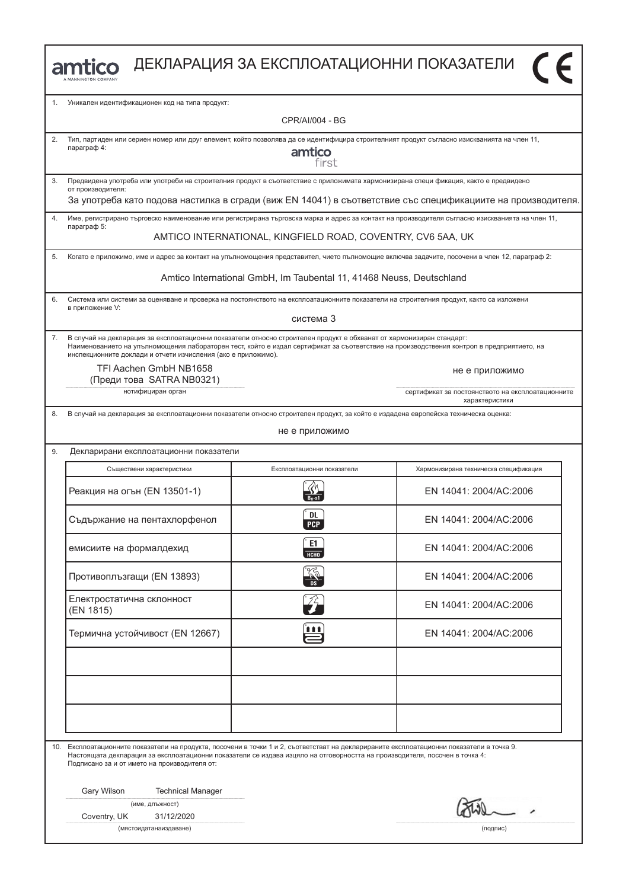# amtico ДЕКЛАРАЦИЯ ЗА ЕКСПЛОАТАЦИОННИ ПОКАЗАТЕЛИ

1. Уникален идентификационен код на типа продукт:

CPR/AI/004 - BG

2. Тип, партиден или сериен номер или друг елемент, който позволява да се идентифицира строителният продукт съгласно изискванията на член 11, параграф 4:

amtico first

3. Предвидена употреба или употреби на строителния продукт в съответствие с приложимата хармонизирана специ фикация, както е предвидено от производителя:

За употреба като подова настилка в сгради (виж EN 14041) в съответствие със спецификациите на производителя.

4. Име, регистрирано търговско наименование или регистрирана търговска марка и адрес за контакт на производителя съгласно изискванията на член 11, параграф 5:

AMTICO INTERNATIONAL, KINGFIELD ROAD, COVENTRY, CV6 5AA, UK

5. Когато е приложимо, име и адрес за контакт на упълномощения представител, чието пълномощие включва задачите, посочени в член 12, параграф 2:

Amtico International GmbH, Im Taubental 11, 41468 Neuss, Deutschland

6. Система или системи за оценяване и проверка на постоянството на експлоатационните показатели на строителния продукт, както са изложени в приложение V:

система 3

7. В случай на декларация за експлоатационни показатели относно строителен продукт е обхванат от хармонизиран стандарт: Наименованието на упълномощения лабораторен тест, който е издал сертификат за съответствие на производствения контрол в предприятието, на инспекционните доклади и отчети изчисления (ако е приложимо).

TFI Aachen GmbH NB1658
(Преди това SATRA NB0321)
нотифициран орган

не е приложимо
сертификат за постоянството на експлоатационните характеристики

8. В случай на декларация за експлоатационни показатели относно строителен продукт, за който е издадена европейска техническа оценка:

не е приложимо

9. Декларирани експлоатационни показатели

| Съществени характеристики | Експлоатационни показатели | Хармонизирана техническа спецификация |
|---|---|---|
| Реакция на огън (EN 13501-1) | $B_{fl}$-s1 | EN 14041: 2004/AC:2006 |
| Съдържание на пентахлорфенол | DL PCP | EN 14041: 2004/AC:2006 |
| емисиите на формалдехид | E1 HCHO | EN 14041: 2004/AC:2006 |
| Противоплъзгащи (EN 13893) | DS | EN 14041: 2004/AC:2006 |
| Електростатична склонност (EN 1815) | | EN 14041: 2004/AC:2006 |
| Термична устойчивост (EN 12667) | | EN 14041: 2004/AC:2006 |
| | | |
| | | |
| | | |

10. Експлоатационните показатели на продукта, посочени в точки 1 и 2, съответстват на декларираните експлоатационни показатели в точка 9. Настоящата декларация за експлоатационни показатели се издава изцяло на отговорността на производителя, посочен в точка 4: Подписано за и от името на производителя от:

Gary Wilson Technical Manager
(име, длъжност)

Coventry, UK 31/12/2020
(мястоидатанаиздаване)

(подпис)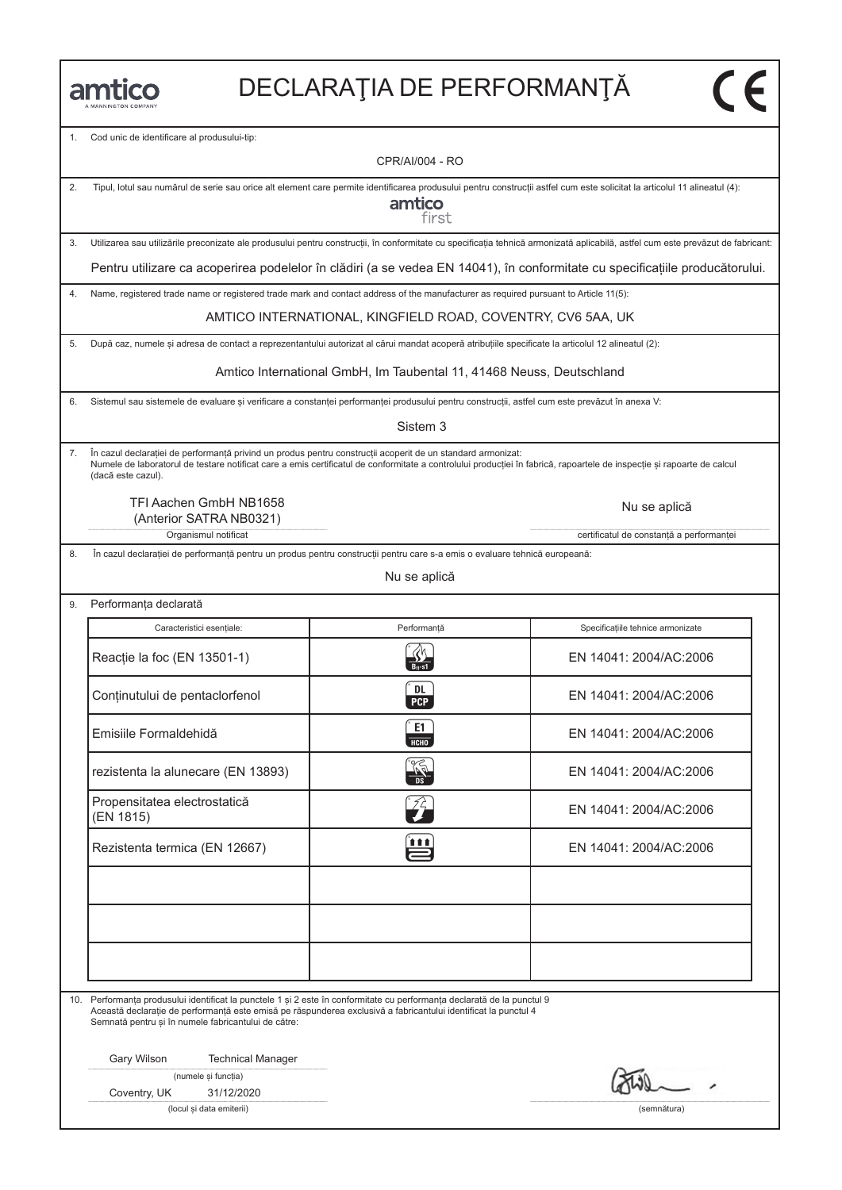# DECLARAŢIA DE PERFORMANŢĂ

1. Cod unic de identificare al produsului-tip:

CPR/AI/004 - RO

2. Tipul, lotul sau numărul de serie sau orice alt element care permite identificarea produsului pentru construcții astfel cum este solicitat la articolul 11 alineatul (4):

amtico first

3. Utilizarea sau utilizările preconizate ale produsului pentru construcții, în conformitate cu specificația tehnică armonizată aplicabilă, astfel cum este prevăzut de fabricant:

Pentru utilizare ca acoperirea podelelor în clădiri (a se vedea EN 14041), în conformitate cu specificațiile producătorului.

4. Name, registered trade name or registered trade mark and contact address of the manufacturer as required pursuant to Article 11(5):

AMTICO INTERNATIONAL, KINGFIELD ROAD, COVENTRY, CV6 5AA, UK

5. După caz, numele și adresa de contact a reprezentantului autorizat al cărui mandat acoperă atribuțiile specificate la articolul 12 alineatul (2):

Amtico International GmbH, Im Taubental 11, 41468 Neuss, Deutschland

6. Sistemul sau sistemele de evaluare și verificare a constanței performanței produsului pentru construcții, astfel cum este prevăzut în anexa V:

Sistem 3

7. În cazul declarației de performanță privind un produs pentru construcții acoperit de un standard armonizat:
Numele de laboratorul de testare notificat care a emis certificatul de conformitate a controlului producției în fabrică, rapoartele de inspecție și rapoarte de calcul (dacă este cazul).

| TFI Aachen GmbH NB1658 (Anterior SATRA NB0321) | Nu se aplică |
|---|---|
| Organismul notificat | certificatul de constanță a performanței |

8. În cazul declarației de performanță pentru un produs pentru construcții pentru care s-a emis o evaluare tehnică europeană:

Nu se aplică

9. Performanța declarată

| Caracteristici esențiale: | Performanță | Specificațiile tehnice armonizate |
|---|---|---|
| Reacție la foc (EN 13501-1) | $B_{fl}$-s1 | EN 14041: 2004/AC:2006 |
| Conținutului de pentaclorfenol | DL PCP | EN 14041: 2004/AC:2006 |
| Emisiile Formaldehidă | E1 HCHO | EN 14041: 2004/AC:2006 |
| rezistenta la alunecare (EN 13893) | DS | EN 14041: 2004/AC:2006 |
| Propensitatea electrostatică (EN 1815) | | EN 14041: 2004/AC:2006 |
| Rezistenta termica (EN 12667) | | EN 14041: 2004/AC:2006 |
| | | |
| | | |
| | | |

10. Performanța produsului identificat la punctele 1 și 2 este în conformitate cu performanța declarată de la punctul 9
Această declarație de performanță este emisă pe răspunderea exclusivă a fabricantului identificat la punctul 4
Semnată pentru și în numele fabricantului de către:

Gary Wilson Technical Manager
(numele și funcția)

Coventry, UK 31/12/2020
(locul și data emiterii)

(semnătura)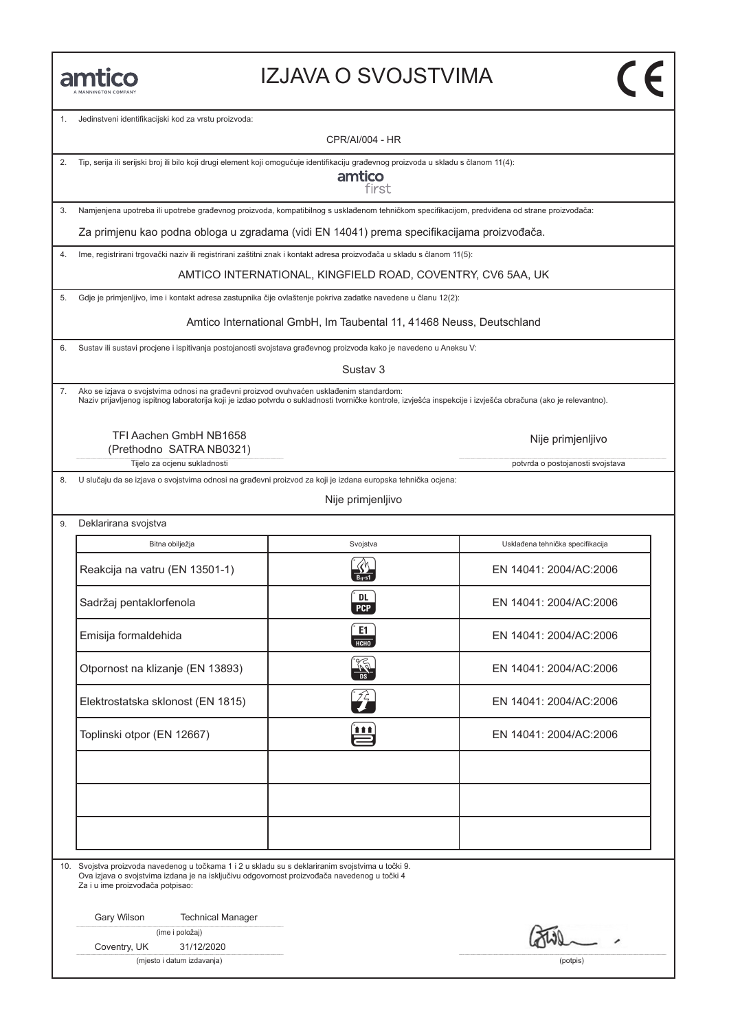amtico
A MANNINGTON COMPANY

# IZJAVA O SVOJSTVIMA

CE

1. Jedinstveni identifikacijski kod za vrstu proizvoda:

CPR/AI/004 - HR

2. Tip, serija ili serijski broj ili bilo koji drugi element koji omogućuje identifikaciju građevnog proizvoda u skladu s članom 11(4):

amtico first

3. Namjenjena upotreba ili upotrebe građevnog proizvoda, kompatibilnog s usklađenom tehničkom specifikacijom, predviđena od strane proizvođača:

Za primjenu kao podna obloga u zgradama (vidi EN 14041) prema specifikacijama proizvođača.

4. Ime, registrirani trgovački naziv ili registrirani zaštitni znak i kontakt adresa proizvođača u skladu s članom 11(5):

AMTICO INTERNATIONAL, KINGFIELD ROAD, COVENTRY, CV6 5AA, UK

5. Gdje je primjenljivo, ime i kontakt adresa zastupnika čije ovlaštenje pokriva zadatke navedene u članu 12(2):

Amtico International GmbH, Im Taubental 11, 41468 Neuss, Deutschland

6. Sustav ili sustavi procjene i ispitivanja postojanosti svojstava građevnog proizvoda kako je navedeno u Aneksu V:

Sustav 3

7. Ako se izjava o svojstvima odnosi na građevni proizvod ovuhvaćen usklađenim standardom:
Naziv prijavljenog ispitnog laboratorija koji je izdao potvrdu o sukladnosti tvorničke kontrole, izvješća inspekcije i izvješća obračuna (ako je relevantno).

TFI Aachen GmbH NB1658
(Prethodno SATRA NB0321)
Tijelo za ocjenu sukladnosti

Nije primjenljivo
potvrda o postojanosti svojstava

8. U slučaju da se izjava o svojstvima odnosi na građevni proizvod za koji je izdana europska tehnička ocjena:

Nije primjenljivo

9. Deklarirana svojstva

| Bitna obilježja | Svojstva | Usklađena tehnička specifikacija |
|---|---|---|
| Reakcija na vatru (EN 13501-1) | $B_{fl}$-s1 | EN 14041: 2004/AC:2006 |
| Sadržaj pentaklorfenola | DL PCP | EN 14041: 2004/AC:2006 |
| Emisija formaldehida | E1 HCHO | EN 14041: 2004/AC:2006 |
| Otpornost na klizanje (EN 13893) | DS | EN 14041: 2004/AC:2006 |
| Elektrostatska sklonost (EN 1815) | | EN 14041: 2004/AC:2006 |
| Toplinski otpor (EN 12667) | | EN 14041: 2004/AC:2006 |
| | | |
| | | |
| | | |

10. Svojstva proizvoda navedenog u točkama 1 i 2 u skladu su s deklariranim svojstvima u točki 9.
Ova izjava o svojstvima izdana je na isključivu odgovornost proizvođača navedenog u točki 4
Za i u ime proizvođača potpisao:

Gary Wilson Technical Manager
(ime i položaj)

Coventry, UK 31/12/2020
(mjesto i datum izdavanja)

(potpis)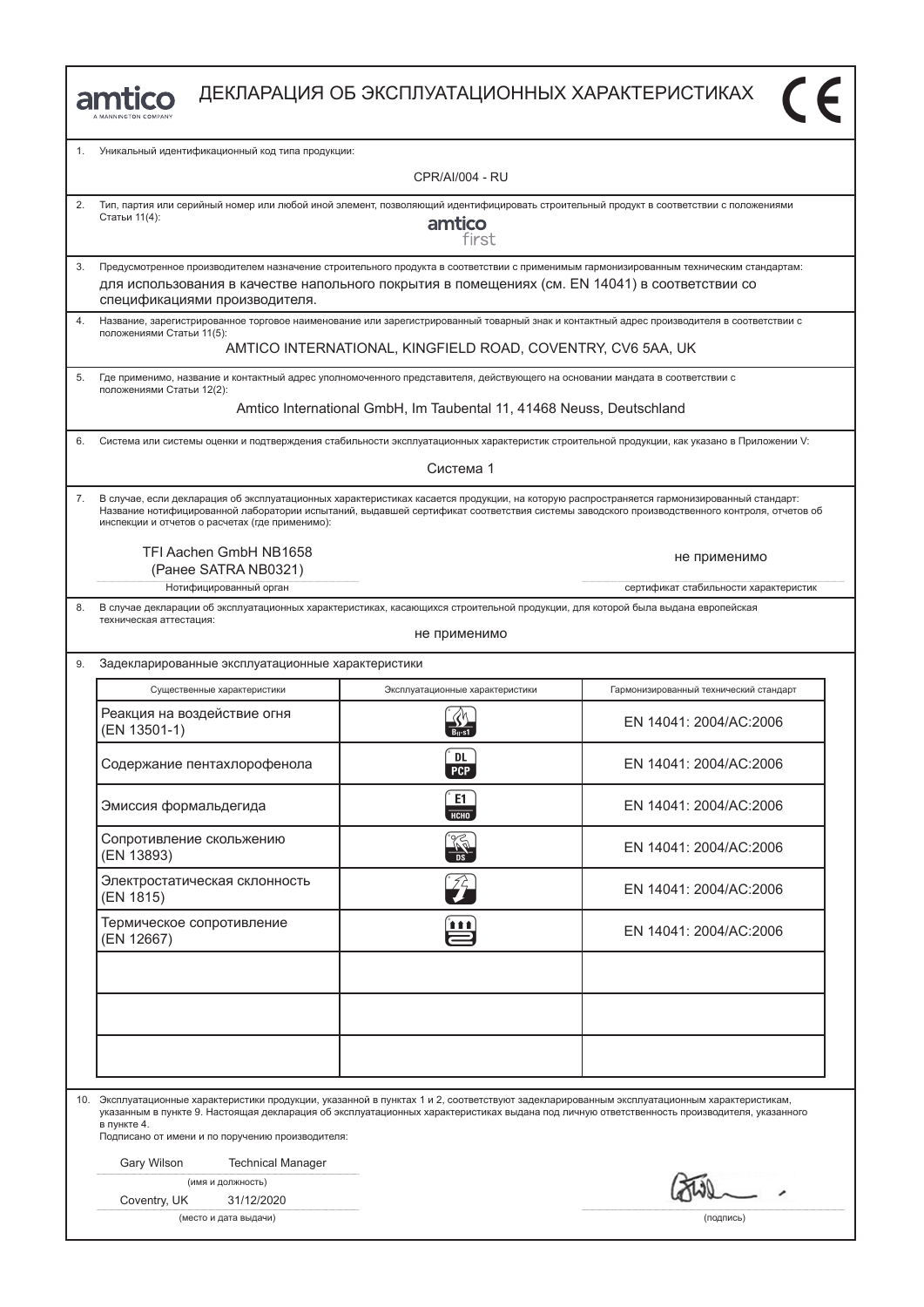# ДЕКЛАРАЦИЯ ОБ ЭКСПЛУАТАЦИОННЫХ ХАРАКТЕРИСТИКАХ

amtico
A MANNINGTON COMPANY

CE

1. Уникальный идентификационный код типа продукции:

CPR/AI/004 - RU

2. Тип, партия или серийный номер или любой иной элемент, позволяющий идентифицировать строительный продукт в соответствии с положениями Статьи 11(4):

amtico first

3. Предусмотренное производителем назначение строительного продукта в соответствии с применимым гармонизированным техническим стандартам:

для использования в качестве напольного покрытия в помещениях (см. EN 14041) в соответствии со спецификациями производителя.

4. Название, зарегистрированное торговое наименование или зарегистрированный товарный знак и контактный адрес производителя в соответствии с положениями Статьи 11(5):

AMTICO INTERNATIONAL, KINGFIELD ROAD, COVENTRY, CV6 5AA, UK

5. Где применимо, название и контактный адрес уполномоченного представителя, действующего на основании мандата в соответствии с положениями Статьи 12(2):

Amtico International GmbH, Im Taubental 11, 41468 Neuss, Deutschland

6. Система или системы оценки и подтверждения стабильности эксплуатационных характеристик строительной продукции, как указано в Приложении V:

Система 1

7. В случае, если декларация об эксплуатационных характеристиках касается продукции, на которую распространяется гармонизированный стандарт: Название нотифицированной лаборатории испытаний, выдавшей сертификат соответствия системы заводского производственного контроля, отчетов об инспекции и отчетов о расчетах (где применимо):

TFI Aachen GmbH NB1658
(Ранее SATRA NB0321)
Нотифицированный орган

не применимо
сертификат стабильности характеристик

8. В случае декларации об эксплуатационных характеристиках, касающихся строительной продукции, для которой была выдана европейская техническая аттестация:

не применимо

9. Задекларированные эксплуатационные характеристики

| Существенные характеристики | Эксплуатационные характеристики | Гармонизированный технический стандарт |
|---|---|---|
| Реакция на воздействие огня (EN 13501-1) | $B_{fl}$-s1 | EN 14041: 2004/AC:2006 |
| Содержание пентахлорофенола | DL PCP | EN 14041: 2004/AC:2006 |
| Эмиссия формальдегида | E1 HCHO | EN 14041: 2004/AC:2006 |
| Сопротивление скольжению (EN 13893) | DS | EN 14041: 2004/AC:2006 |
| Электростатическая склонность (EN 1815) | | EN 14041: 2004/AC:2006 |
| Термическое сопротивление (EN 12667) | | EN 14041: 2004/AC:2006 |
| | | |
| | | |
| | | |

10. Эксплуатационные характеристики продукции, указанной в пунктах 1 и 2, соответствуют задекларированным эксплуатационным характеристикам, указанным в пункте 9. Настоящая декларация об эксплуатационных характеристиках выдана под личную ответственность производителя, указанного в пункте 4.
Подписано от имени и по поручению производителя:

Gary Wilson Technical Manager
(имя и должность)

Coventry, UK 31/12/2020
(место и дата выдачи)

(подпись)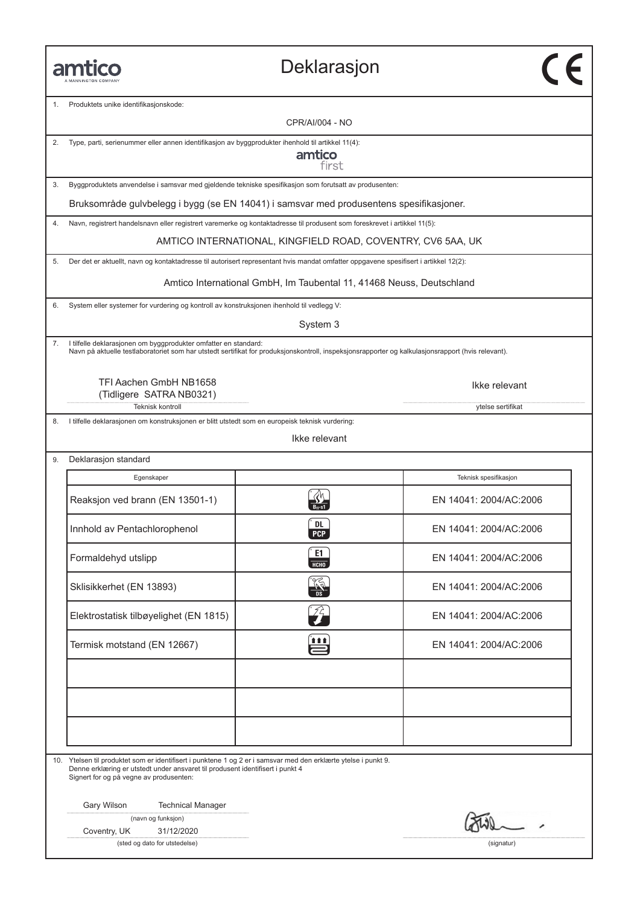amtico
A MANNINGTON COMPANY

# Deklarasjon

CE

1. Produktets unike identifikasjonskode:

CPR/AI/004 - NO

2. Type, parti, serienummer eller annen identifikasjon av byggprodukter ihenhold til artikkel 11(4):

amtico first

3. Byggproduktets anvendelse i samsvar med gjeldende tekniske spesifikasjon som forutsatt av produsenten:

Bruksområde gulvbelegg i bygg (se EN 14041) i samsvar med produsentens spesifikasjoner.

4. Navn, registrert handelsnavn eller registrert varemerke og kontaktadresse til produsent som foreskrevet i artikkel 11(5):

AMTICO INTERNATIONAL, KINGFIELD ROAD, COVENTRY, CV6 5AA, UK

5. Der det er aktuellt, navn og kontaktadresse til autorisert representant hvis mandat omfatter oppgavene spesifisert i artikkel 12(2):

Amtico International GmbH, Im Taubental 11, 41468 Neuss, Deutschland

6. System eller systemer for vurdering og kontroll av konstruksjonen ihenhold til vedlegg V:

System 3

7. I tilfelle deklarasjonen om byggprodukter omfatter en standard:
Navn på aktuelle testlaboratoriet som har utstedt sertifikat for produksjonskontroll, inspeksjonsrapporter og kalkulasjonsrapport (hvis relevant).

TFI Aachen GmbH NB1658
(Tidligere SATRA NB0321)
Teknisk kontroll

Ikke relevant
ytelse sertifikat

8. I tilfelle deklarasjonen om konstruksjonen er blitt utstedt som en europeisk teknisk vurdering:

Ikke relevant

9. Deklarasjon standard

| Egenskaper | | Teknisk spesifikasjon |
|---|---|---|
| Reaksjon ved brann (EN 13501-1) | $B_{fl}$-s1 | EN 14041: 2004/AC:2006 |
| Innhold av Pentachlorophenol | DL PCP | EN 14041: 2004/AC:2006 |
| Formaldehyd utslipp | E1 HCHO | EN 14041: 2004/AC:2006 |
| Sklisikkerhet (EN 13893) | DS | EN 14041: 2004/AC:2006 |
| Elektrostatisk tilbøyelighet (EN 1815) | | EN 14041: 2004/AC:2006 |
| Termisk motstand (EN 12667) | | EN 14041: 2004/AC:2006 |
| | | |
| | | |
| | | |

10. Ytelsen til produktet som er identifisert i punktene 1 og 2 er i samsvar med den erklærte ytelse i punkt 9.
Denne erklæring er utstedt under ansvaret til produsent identifisert i punkt 4
Signert for og på vegne av produsenten:

Gary Wilson Technical Manager
(navn og funksjon)

Coventry, UK 31/12/2020
(sted og dato for utstedelse)

(signatur)